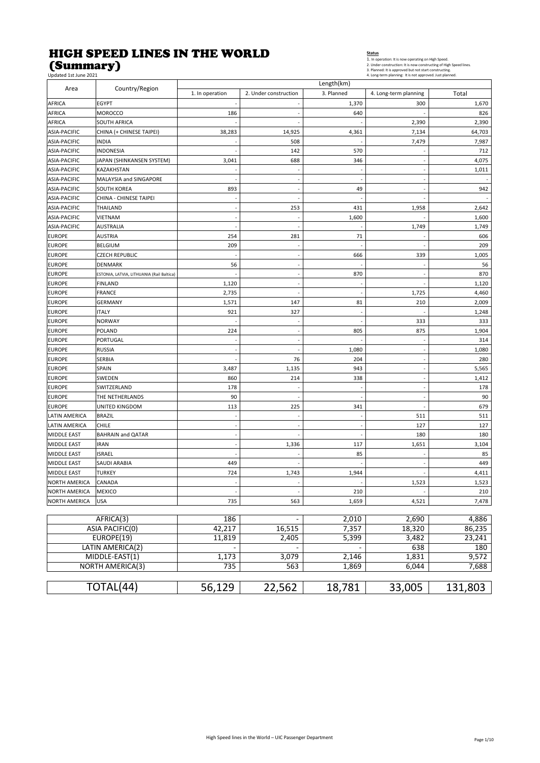# HIGH SPEED LINES IN THE WORLD (Summary)

Updated 1st June 2021

**Status**

1. In operation: It is now operating on High Speed.
2. Under construction: It is now constructing of High Speed lines.
3. Planned: It is approved but not start constructing.
4. Long-term planning: It is not approved. Just planned.

| Area | Country/Region | Length(km) | | | | |
|---|---|---|---|---|---|---|
| | | 1. In operation | 2. Under construction | 3. Planned | 4. Long-term planning | Total |
| AFRICA | EGYPT | - | - | 1,370 | 300 | 1,670 |
| AFRICA | MOROCCO | 186 | - | 640 | - | 826 |
| AFRICA | SOUTH AFRICA | - | - | - | 2,390 | 2,390 |
| ASIA-PACIFIC | CHINA (+ CHINESE TAIPEI) | 38,283 | 14,925 | 4,361 | 7,134 | 64,703 |
| ASIA-PACIFIC | INDIA | - | 508 | - | 7,479 | 7,987 |
| ASIA-PACIFIC | INDONESIA | - | 142 | 570 | - | 712 |
| ASIA-PACIFIC | JAPAN (SHINKANSEN SYSTEM) | 3,041 | 688 | 346 | - | 4,075 |
| ASIA-PACIFIC | KAZAKHSTAN | - | - | - | - | 1,011 |
| ASIA-PACIFIC | MALAYSIA and SINGAPORE | - | - | - | - | - |
| ASIA-PACIFIC | SOUTH KOREA | 893 | - | 49 | - | 942 |
| ASIA-PACIFIC | CHINA - CHINESE TAIPEI | - | - | - | - | - |
| ASIA-PACIFIC | THAILAND | - | 253 | 431 | 1,958 | 2,642 |
| ASIA-PACIFIC | VIETNAM | - | - | 1,600 | - | 1,600 |
| ASIA-PACIFIC | AUSTRALIA | - | - | - | 1,749 | 1,749 |
| EUROPE | AUSTRIA | 254 | 281 | 71 | - | 606 |
| EUROPE | BELGIUM | 209 | - | - | - | 209 |
| EUROPE | CZECH REPUBLIC | - | - | 666 | 339 | 1,005 |
| EUROPE | DENMARK | 56 | - | - | - | 56 |
| EUROPE | ESTONIA, LATVIA, LITHUANIA (Rail Baltica) | - | - | 870 | - | 870 |
| EUROPE | FINLAND | 1,120 | - | - | - | 1,120 |
| EUROPE | FRANCE | 2,735 | - | - | 1,725 | 4,460 |
| EUROPE | GERMANY | 1,571 | 147 | 81 | 210 | 2,009 |
| EUROPE | ITALY | 921 | 327 | - | - | 1,248 |
| EUROPE | NORWAY | - | - | - | 333 | 333 |
| EUROPE | POLAND | 224 | - | 805 | 875 | 1,904 |
| EUROPE | PORTUGAL | - | - | - | - | 314 |
| EUROPE | RUSSIA | - | - | 1,080 | - | 1,080 |
| EUROPE | SERBIA | - | 76 | 204 | - | 280 |
| EUROPE | SPAIN | 3,487 | 1,135 | 943 | - | 5,565 |
| EUROPE | SWEDEN | 860 | 214 | 338 | - | 1,412 |
| EUROPE | SWITZERLAND | 178 | - | - | - | 178 |
| EUROPE | THE NETHERLANDS | 90 | - | - | - | 90 |
| EUROPE | UNITED KINGDOM | 113 | 225 | 341 | - | 679 |
| LATIN AMERICA | BRAZIL | - | - | - | 511 | 511 |
| LATIN AMERICA | CHILE | - | - | - | 127 | 127 |
| MIDDLE EAST | BAHRAIN and QATAR | - | - | - | 180 | 180 |
| MIDDLE EAST | IRAN | - | 1,336 | 117 | 1,651 | 3,104 |
| MIDDLE EAST | ISRAEL | - | - | 85 | - | 85 |
| MIDDLE EAST | SAUDI ARABIA | 449 | - | - | - | 449 |
| MIDDLE EAST | TURKEY | 724 | 1,743 | 1,944 | - | 4,411 |
| NORTH AMERICA | CANADA | - | - | - | 1,523 | 1,523 |
| NORTH AMERICA | MEXICO | - | - | 210 | - | 210 |
| NORTH AMERICA | USA | 735 | 563 | 1,659 | 4,521 | 7,478 |

| Area | 1. In operation | 2. Under construction | 3. Planned | 4. Long-term planning | Total |
|---|---|---|---|---|---|
| AFRICA(3) | 186 | - | 2,010 | 2,690 | 4,886 |
| ASIA PACIFIC(0) | 42,217 | 16,515 | 7,357 | 18,320 | 86,235 |
| EUROPE(19) | 11,819 | 2,405 | 5,399 | 3,482 | 23,241 |
| LATIN AMERICA(2) | - | - | - | 638 | 180 |
| MIDDLE-EAST(1) | 1,173 | 3,079 | 2,146 | 1,831 | 9,572 |
| NORTH AMERICA(3) | 735 | 563 | 1,869 | 6,044 | 7,688 |
| TOTAL(44) | 56,129 | 22,562 | 18,781 | 33,005 | 131,803 |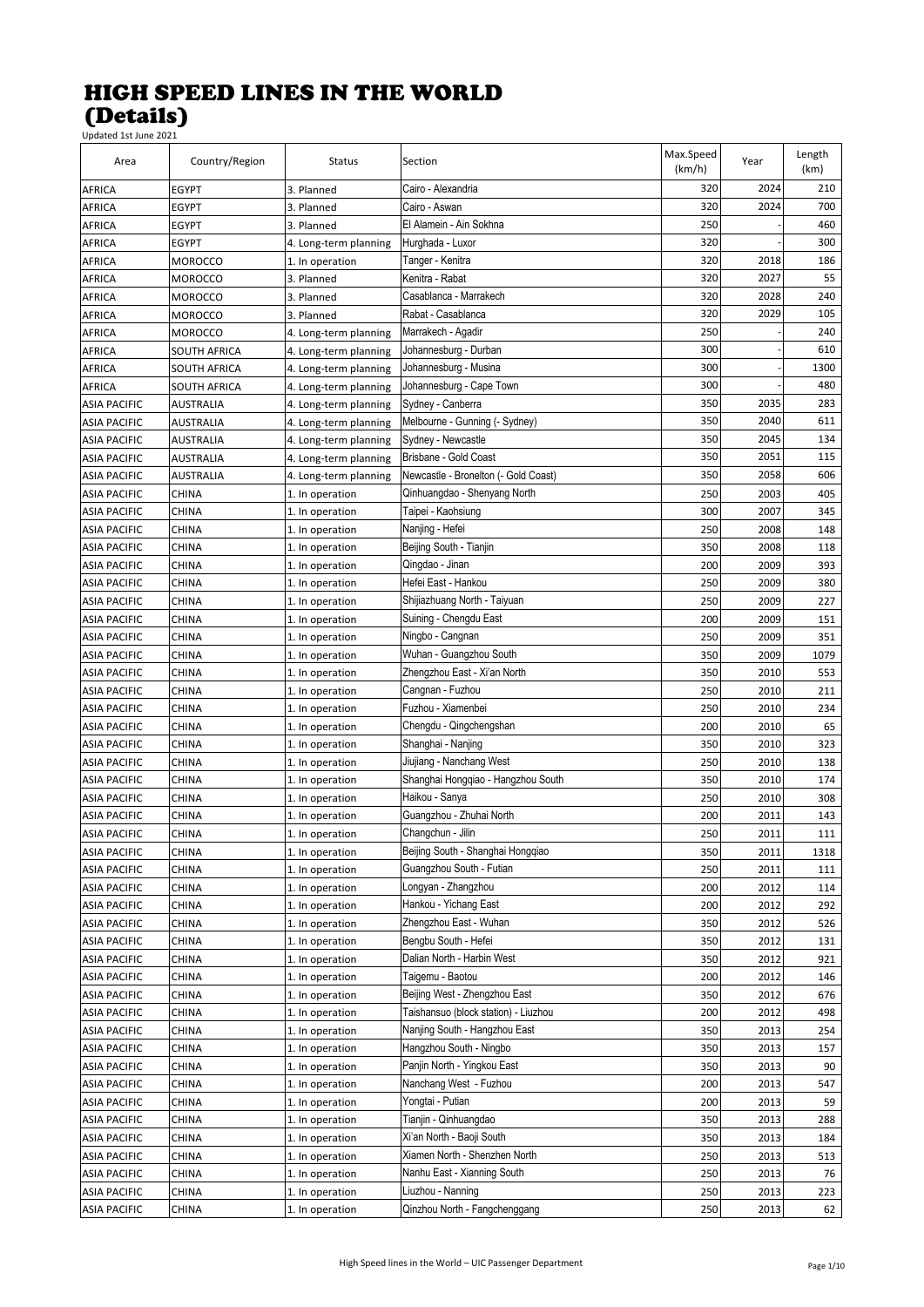# HIGH SPEED LINES IN THE WORLD (Details)

Updated 1st June 2021

| Area | Country/Region | Status | Section | Max.Speed (km/h) | Year | Length (km) |
|---|---|---|---|---|---|---|
| AFRICA | EGYPT | 3. Planned | Cairo - Alexandria | 320 | 2024 | 210 |
| AFRICA | EGYPT | 3. Planned | Cairo - Aswan | 320 | 2024 | 700 |
| AFRICA | EGYPT | 3. Planned | El Alamein - Ain Sokhna | 250 | | 460 |
| AFRICA | EGYPT | 4. Long-term planning | Hurghada - Luxor | 320 | - | 300 |
| AFRICA | MOROCCO | 1. In operation | Tanger - Kenitra | 320 | 2018 | 186 |
| AFRICA | MOROCCO | 3. Planned | Kenitra - Rabat | 320 | 2027 | 55 |
| AFRICA | MOROCCO | 3. Planned | Casablanca - Marrakech | 320 | 2028 | 240 |
| AFRICA | MOROCCO | 3. Planned | Rabat - Casablanca | 320 | 2029 | 105 |
| AFRICA | MOROCCO | 4. Long-term planning | Marrakech - Agadir | 250 | - | 240 |
| AFRICA | SOUTH AFRICA | 4. Long-term planning | Johannesburg - Durban | 300 | - | 610 |
| AFRICA | SOUTH AFRICA | 4. Long-term planning | Johannesburg - Musina | 300 | - | 1300 |
| AFRICA | SOUTH AFRICA | 4. Long-term planning | Johannesburg - Cape Town | 300 | - | 480 |
| ASIA PACIFIC | AUSTRALIA | 4. Long-term planning | Sydney - Canberra | 350 | 2035 | 283 |
| ASIA PACIFIC | AUSTRALIA | 4. Long-term planning | Melbourne - Gunning (- Sydney) | 350 | 2040 | 611 |
| ASIA PACIFIC | AUSTRALIA | 4. Long-term planning | Sydney - Newcastle | 350 | 2045 | 134 |
| ASIA PACIFIC | AUSTRALIA | 4. Long-term planning | Brisbane - Gold Coast | 350 | 2051 | 115 |
| ASIA PACIFIC | AUSTRALIA | 4. Long-term planning | Newcastle - Bronelton (- Gold Coast) | 350 | 2058 | 606 |
| ASIA PACIFIC | CHINA | 1. In operation | Qinhuangdao - Shenyang North | 250 | 2003 | 405 |
| ASIA PACIFIC | CHINA | 1. In operation | Taipei - Kaohsiung | 300 | 2007 | 345 |
| ASIA PACIFIC | CHINA | 1. In operation | Nanjing - Hefei | 250 | 2008 | 148 |
| ASIA PACIFIC | CHINA | 1. In operation | Beijing South - Tianjin | 350 | 2008 | 118 |
| ASIA PACIFIC | CHINA | 1. In operation | Qingdao - Jinan | 200 | 2009 | 393 |
| ASIA PACIFIC | CHINA | 1. In operation | Hefei East - Hankou | 250 | 2009 | 380 |
| ASIA PACIFIC | CHINA | 1. In operation | Shijiazhuang North - Taiyuan | 250 | 2009 | 227 |
| ASIA PACIFIC | CHINA | 1. In operation | Suining - Chengdu East | 200 | 2009 | 151 |
| ASIA PACIFIC | CHINA | 1. In operation | Ningbo - Cangnan | 250 | 2009 | 351 |
| ASIA PACIFIC | CHINA | 1. In operation | Wuhan - Guangzhou South | 350 | 2009 | 1079 |
| ASIA PACIFIC | CHINA | 1. In operation | Zhengzhou East - Xi'an North | 350 | 2010 | 553 |
| ASIA PACIFIC | CHINA | 1. In operation | Cangnan - Fuzhou | 250 | 2010 | 211 |
| ASIA PACIFIC | CHINA | 1. In operation | Fuzhou - Xiamenbei | 250 | 2010 | 234 |
| ASIA PACIFIC | CHINA | 1. In operation | Chengdu - Qingchengshan | 200 | 2010 | 65 |
| ASIA PACIFIC | CHINA | 1. In operation | Shanghai - Nanjing | 350 | 2010 | 323 |
| ASIA PACIFIC | CHINA | 1. In operation | Jiujiang - Nanchang West | 250 | 2010 | 138 |
| ASIA PACIFIC | CHINA | 1. In operation | Shanghai Hongqiao - Hangzhou South | 350 | 2010 | 174 |
| ASIA PACIFIC | CHINA | 1. In operation | Haikou - Sanya | 250 | 2010 | 308 |
| ASIA PACIFIC | CHINA | 1. In operation | Guangzhou - Zhuhai North | 200 | 2011 | 143 |
| ASIA PACIFIC | CHINA | 1. In operation | Changchun - Jilin | 250 | 2011 | 111 |
| ASIA PACIFIC | CHINA | 1. In operation | Beijing South - Shanghai Hongqiao | 350 | 2011 | 1318 |
| ASIA PACIFIC | CHINA | 1. In operation | Guangzhou South - Futian | 250 | 2011 | 111 |
| ASIA PACIFIC | CHINA | 1. In operation | Longyan - Zhangzhou | 200 | 2012 | 114 |
| ASIA PACIFIC | CHINA | 1. In operation | Hankou - Yichang East | 200 | 2012 | 292 |
| ASIA PACIFIC | CHINA | 1. In operation | Zhengzhou East - Wuhan | 350 | 2012 | 526 |
| ASIA PACIFIC | CHINA | 1. In operation | Bengbu South - Hefei | 350 | 2012 | 131 |
| ASIA PACIFIC | CHINA | 1. In operation | Dalian North - Harbin West | 350 | 2012 | 921 |
| ASIA PACIFIC | CHINA | 1. In operation | Taigemu - Baotou | 200 | 2012 | 146 |
| ASIA PACIFIC | CHINA | 1. In operation | Beijing West - Zhengzhou East | 350 | 2012 | 676 |
| ASIA PACIFIC | CHINA | 1. In operation | Taishansuo (block station) - Liuzhou | 200 | 2012 | 498 |
| ASIA PACIFIC | CHINA | 1. In operation | Nanjing South - Hangzhou East | 350 | 2013 | 254 |
| ASIA PACIFIC | CHINA | 1. In operation | Hangzhou South - Ningbo | 350 | 2013 | 157 |
| ASIA PACIFIC | CHINA | 1. In operation | Panjin North - Yingkou East | 350 | 2013 | 90 |
| ASIA PACIFIC | CHINA | 1. In operation | Nanchang West - Fuzhou | 200 | 2013 | 547 |
| ASIA PACIFIC | CHINA | 1. In operation | Yongtai - Putian | 200 | 2013 | 59 |
| ASIA PACIFIC | CHINA | 1. In operation | Tianjin - Qinhuangdao | 350 | 2013 | 288 |
| ASIA PACIFIC | CHINA | 1. In operation | Xi'an North - Baoji South | 350 | 2013 | 184 |
| ASIA PACIFIC | CHINA | 1. In operation | Xiamen North - Shenzhen North | 250 | 2013 | 513 |
| ASIA PACIFIC | CHINA | 1. In operation | Nanhu East - Xianning South | 250 | 2013 | 76 |
| ASIA PACIFIC | CHINA | 1. In operation | Liuzhou - Nanning | 250 | 2013 | 223 |
| ASIA PACIFIC | CHINA | 1. In operation | Qinzhou North - Fangchenggang | 250 | 2013 | 62 |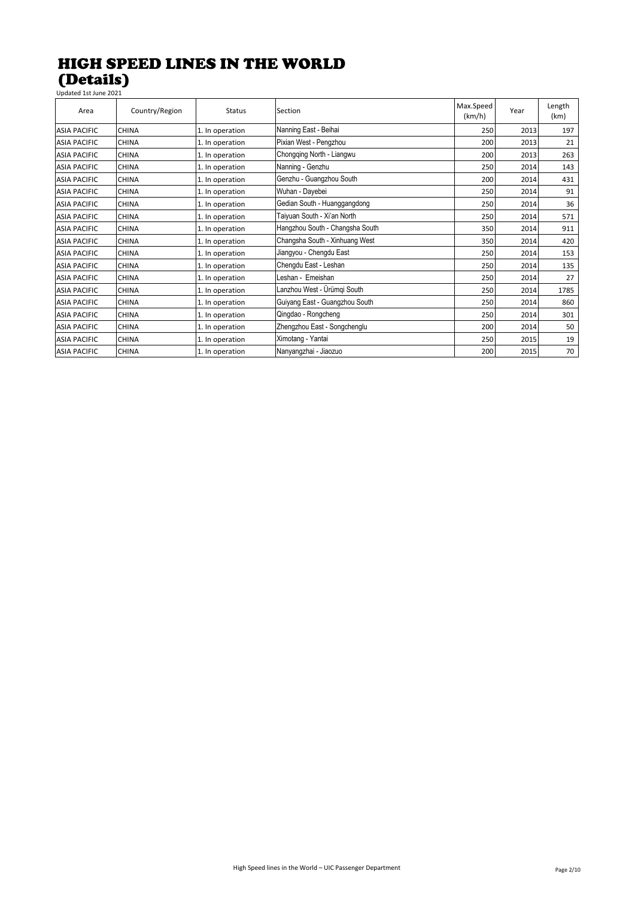# HIGH SPEED LINES IN THE WORLD
# (Details)

Updated 1st June 2021

| Area | Country/Region | Status | Section | Max.Speed (km/h) | Year | Length (km) |
|---|---|---|---|---|---|---|
| ASIA PACIFIC | CHINA | 1. In operation | Nanning East - Beihai | 250 | 2013 | 197 |
| ASIA PACIFIC | CHINA | 1. In operation | Pixian West - Pengzhou | 200 | 2013 | 21 |
| ASIA PACIFIC | CHINA | 1. In operation | Chongqing North - Liangwu | 200 | 2013 | 263 |
| ASIA PACIFIC | CHINA | 1. In operation | Nanning - Genzhu | 250 | 2014 | 143 |
| ASIA PACIFIC | CHINA | 1. In operation | Genzhu - Guangzhou South | 200 | 2014 | 431 |
| ASIA PACIFIC | CHINA | 1. In operation | Wuhan - Dayebei | 250 | 2014 | 91 |
| ASIA PACIFIC | CHINA | 1. In operation | Gedian South - Huanggangdong | 250 | 2014 | 36 |
| ASIA PACIFIC | CHINA | 1. In operation | Taiyuan South - Xi'an North | 250 | 2014 | 571 |
| ASIA PACIFIC | CHINA | 1. In operation | Hangzhou South - Changsha South | 350 | 2014 | 911 |
| ASIA PACIFIC | CHINA | 1. In operation | Changsha South - Xinhuang West | 350 | 2014 | 420 |
| ASIA PACIFIC | CHINA | 1. In operation | Jiangyou - Chengdu East | 250 | 2014 | 153 |
| ASIA PACIFIC | CHINA | 1. In operation | Chengdu East - Leshan | 250 | 2014 | 135 |
| ASIA PACIFIC | CHINA | 1. In operation | Leshan - Emeishan | 250 | 2014 | 27 |
| ASIA PACIFIC | CHINA | 1. In operation | Lanzhou West - Ürümqi South | 250 | 2014 | 1785 |
| ASIA PACIFIC | CHINA | 1. In operation | Guiyang East - Guangzhou South | 250 | 2014 | 860 |
| ASIA PACIFIC | CHINA | 1. In operation | Qingdao - Rongcheng | 250 | 2014 | 301 |
| ASIA PACIFIC | CHINA | 1. In operation | Zhengzhou East - Songchenglu | 200 | 2014 | 50 |
| ASIA PACIFIC | CHINA | 1. In operation | Ximotang - Yantai | 250 | 2015 | 19 |
| ASIA PACIFIC | CHINA | 1. In operation | Nanyangzhai - Jiaozuo | 200 | 2015 | 70 |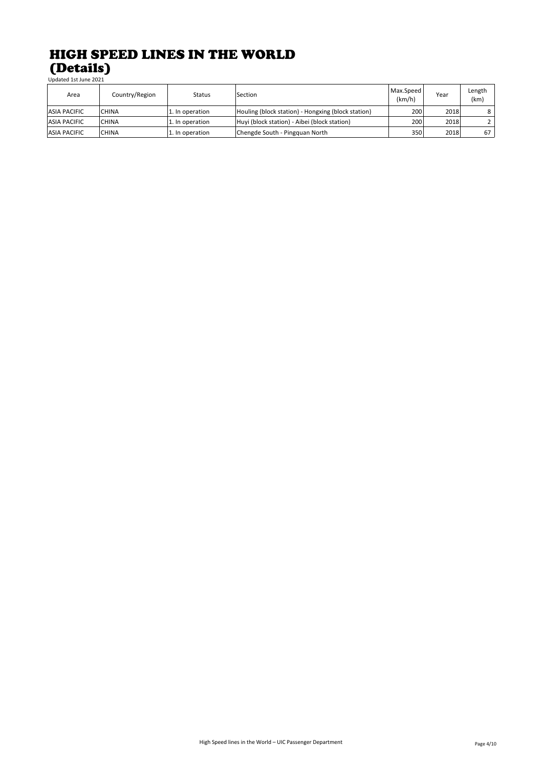# HIGH SPEED LINES IN THE WORLD (Details)

Updated 1st June 2021

| Area | Country/Region | Status | Section | Max.Speed (km/h) | Year | Length (km) |
|---|---|---|---|---|---|---|
| ASIA PACIFIC | CHINA | 1. In operation | Houling (block station) - Hongxing (block station) | 200 | 2018 | 8 |
| ASIA PACIFIC | CHINA | 1. In operation | Huyi (block station) - Aibei (block station) | 200 | 2018 | 2 |
| ASIA PACIFIC | CHINA | 1. In operation | Chengde South - Pingquan North | 350 | 2018 | 67 |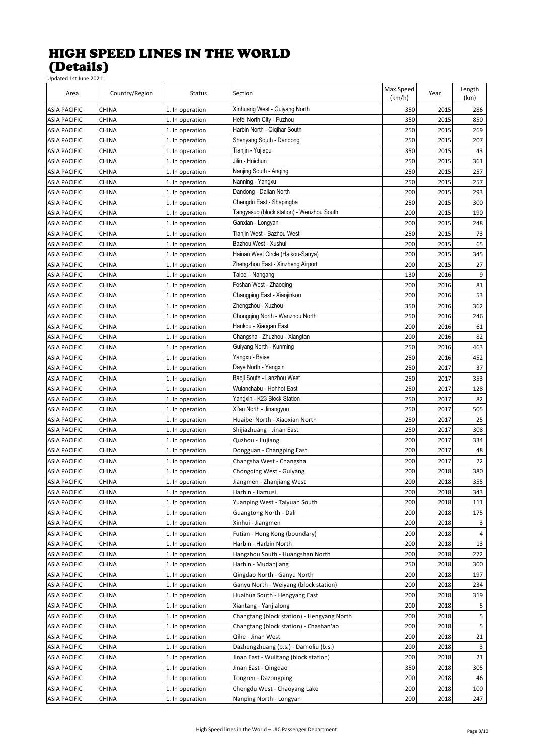# HIGH SPEED LINES IN THE WORLD (Details)

Updated 1st June 2021

| Area | Country/Region | Status | Section | Max.Speed (km/h) | Year | Length (km) |
|---|---|---|---|---|---|---|
| ASIA PACIFIC | CHINA | 1. In operation | Xinhuang West - Guiyang North | 350 | 2015 | 286 |
| ASIA PACIFIC | CHINA | 1. In operation | Hefei North City - Fuzhou | 350 | 2015 | 850 |
| ASIA PACIFIC | CHINA | 1. In operation | Harbin North - Qiqihar South | 250 | 2015 | 269 |
| ASIA PACIFIC | CHINA | 1. In operation | Shenyang South - Dandong | 250 | 2015 | 207 |
| ASIA PACIFIC | CHINA | 1. In operation | Tianjin - Yujiapu | 350 | 2015 | 43 |
| ASIA PACIFIC | CHINA | 1. In operation | Jilin - Huichun | 250 | 2015 | 361 |
| ASIA PACIFIC | CHINA | 1. In operation | Nanjing South - Anqing | 250 | 2015 | 257 |
| ASIA PACIFIC | CHINA | 1. In operation | Nanning - Yangxu | 250 | 2015 | 257 |
| ASIA PACIFIC | CHINA | 1. In operation | Dandong - Dalian North | 200 | 2015 | 293 |
| ASIA PACIFIC | CHINA | 1. In operation | Chengdu East - Shapingba | 250 | 2015 | 300 |
| ASIA PACIFIC | CHINA | 1. In operation | Tangyasuo (block station) - Wenzhou South | 200 | 2015 | 190 |
| ASIA PACIFIC | CHINA | 1. In operation | Ganxian - Longyan | 200 | 2015 | 248 |
| ASIA PACIFIC | CHINA | 1. In operation | Tianjin West - Bazhou West | 250 | 2015 | 73 |
| ASIA PACIFIC | CHINA | 1. In operation | Bazhou West - Xushui | 200 | 2015 | 65 |
| ASIA PACIFIC | CHINA | 1. In operation | Hainan West Circle (Haikou-Sanya) | 200 | 2015 | 345 |
| ASIA PACIFIC | CHINA | 1. In operation | Zhengzhou East - Xinzheng Airport | 200 | 2015 | 27 |
| ASIA PACIFIC | CHINA | 1. In operation | Taipei - Nangang | 130 | 2016 | 9 |
| ASIA PACIFIC | CHINA | 1. In operation | Foshan West - Zhaoqing | 200 | 2016 | 81 |
| ASIA PACIFIC | CHINA | 1. In operation | Changping East - Xiaojinkou | 200 | 2016 | 53 |
| ASIA PACIFIC | CHINA | 1. In operation | Zhengzhou - Xuzhou | 350 | 2016 | 362 |
| ASIA PACIFIC | CHINA | 1. In operation | Chongqing North - Wanzhou North | 250 | 2016 | 246 |
| ASIA PACIFIC | CHINA | 1. In operation | Hankou - Xiaogan East | 200 | 2016 | 61 |
| ASIA PACIFIC | CHINA | 1. In operation | Changsha - Zhuzhou - Xiangtan | 200 | 2016 | 82 |
| ASIA PACIFIC | CHINA | 1. In operation | Guiyang North - Kunming | 250 | 2016 | 463 |
| ASIA PACIFIC | CHINA | 1. In operation | Yangxu - Baise | 250 | 2016 | 452 |
| ASIA PACIFIC | CHINA | 1. In operation | Daye North - Yangxin | 250 | 2017 | 37 |
| ASIA PACIFIC | CHINA | 1. In operation | Baoji South - Lanzhou West | 250 | 2017 | 353 |
| ASIA PACIFIC | CHINA | 1. In operation | Wulanchabu - Hohhot East | 250 | 2017 | 128 |
| ASIA PACIFIC | CHINA | 1. In operation | Yangxin - K23 Block Station | 250 | 2017 | 82 |
| ASIA PACIFIC | CHINA | 1. In operation | Xi'an North - Jinangyou | 250 | 2017 | 505 |
| ASIA PACIFIC | CHINA | 1. In operation | Huaibei North - Xiaoxian North | 250 | 2017 | 25 |
| ASIA PACIFIC | CHINA | 1. In operation | Shijiazhuang - Jinan East | 250 | 2017 | 308 |
| ASIA PACIFIC | CHINA | 1. In operation | Quzhou - Jiujiang | 200 | 2017 | 334 |
| ASIA PACIFIC | CHINA | 1. In operation | Dongguan - Changping East | 200 | 2017 | 48 |
| ASIA PACIFIC | CHINA | 1. In operation | Changsha West - Changsha | 200 | 2017 | 22 |
| ASIA PACIFIC | CHINA | 1. In operation | Chongqing West - Guiyang | 200 | 2018 | 380 |
| ASIA PACIFIC | CHINA | 1. In operation | Jiangmen - Zhanjiang West | 200 | 2018 | 355 |
| ASIA PACIFIC | CHINA | 1. In operation | Harbin - Jiamusi | 200 | 2018 | 343 |
| ASIA PACIFIC | CHINA | 1. In operation | Yuanping West - Taiyuan South | 200 | 2018 | 111 |
| ASIA PACIFIC | CHINA | 1. In operation | Guangtong North - Dali | 200 | 2018 | 175 |
| ASIA PACIFIC | CHINA | 1. In operation | Xinhui - Jiangmen | 200 | 2018 | 3 |
| ASIA PACIFIC | CHINA | 1. In operation | Futian - Hong Kong (boundary) | 200 | 2018 | 4 |
| ASIA PACIFIC | CHINA | 1. In operation | Harbin - Harbin North | 200 | 2018 | 13 |
| ASIA PACIFIC | CHINA | 1. In operation | Hangzhou South - Huangshan North | 200 | 2018 | 272 |
| ASIA PACIFIC | CHINA | 1. In operation | Harbin - Mudanjiang | 250 | 2018 | 300 |
| ASIA PACIFIC | CHINA | 1. In operation | Qingdao North - Ganyu North | 200 | 2018 | 197 |
| ASIA PACIFIC | CHINA | 1. In operation | Ganyu North - Weiyang (block station) | 200 | 2018 | 234 |
| ASIA PACIFIC | CHINA | 1. In operation | Huaihua South - Hengyang East | 200 | 2018 | 319 |
| ASIA PACIFIC | CHINA | 1. In operation | Xiantang - Yanjialong | 200 | 2018 | 5 |
| ASIA PACIFIC | CHINA | 1. In operation | Changtang (block station) - Hengyang North | 200 | 2018 | 5 |
| ASIA PACIFIC | CHINA | 1. In operation | Changtang (block station) - Chashan'ao | 200 | 2018 | 5 |
| ASIA PACIFIC | CHINA | 1. In operation | Qihe - Jinan West | 200 | 2018 | 21 |
| ASIA PACIFIC | CHINA | 1. In operation | Dazhengzhuang (b.s.) - Damoliu (b.s.) | 200 | 2018 | 3 |
| ASIA PACIFIC | CHINA | 1. In operation | Jinan East - Wulitang (block station) | 200 | 2018 | 21 |
| ASIA PACIFIC | CHINA | 1. In operation | Jinan East - Qingdao | 350 | 2018 | 305 |
| ASIA PACIFIC | CHINA | 1. In operation | Tongren - Dazongping | 200 | 2018 | 46 |
| ASIA PACIFIC | CHINA | 1. In operation | Chengdu West - Chaoyang Lake | 200 | 2018 | 100 |
| ASIA PACIFIC | CHINA | 1. In operation | Nanping North - Longyan | 200 | 2018 | 247 |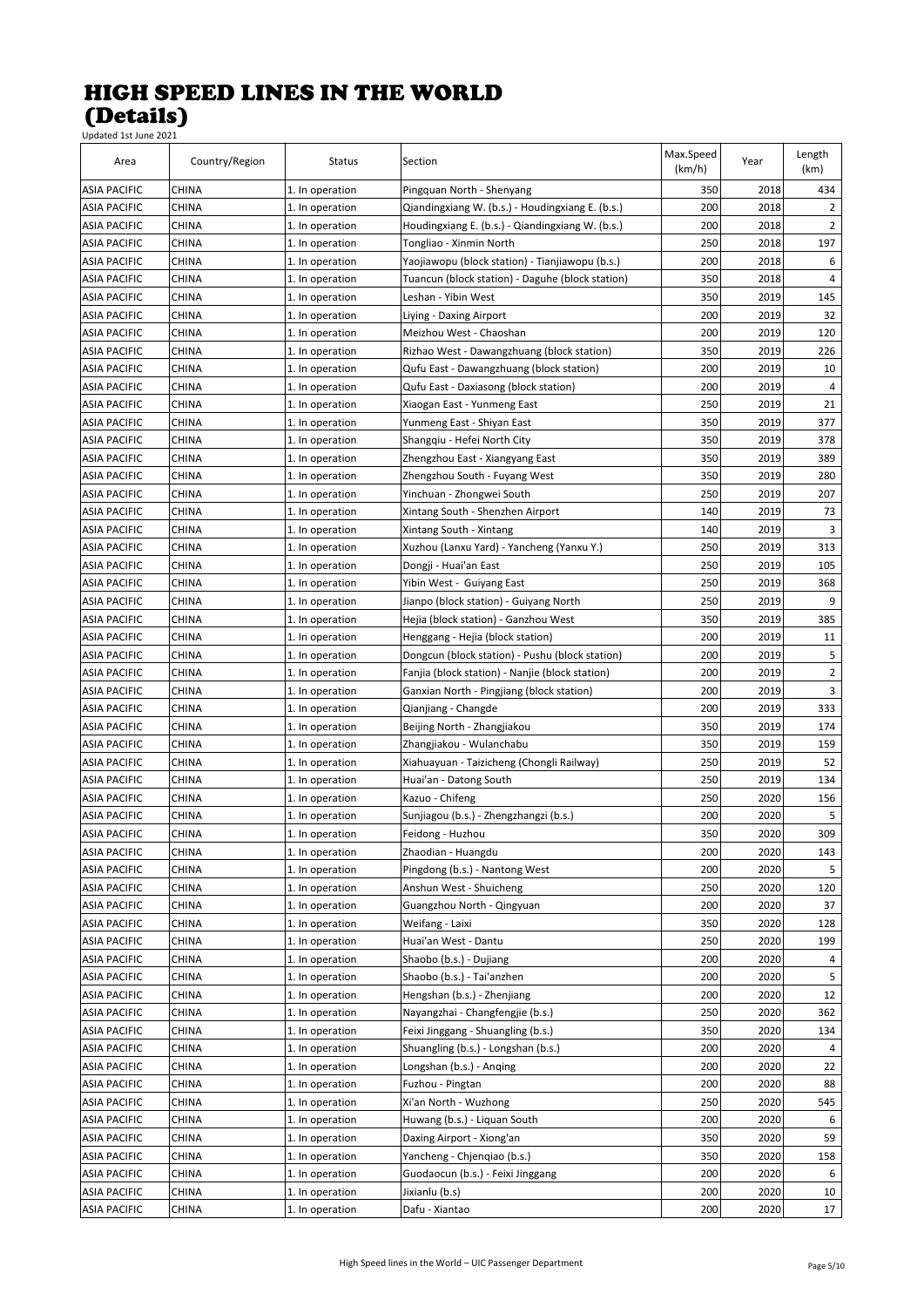# HIGH SPEED LINES IN THE WORLD
# (Details)

Updated 1st June 2021

| Area | Country/Region | Status | Section | Max.Speed (km/h) | Year | Length (km) |
|---|---|---|---|---|---|---|
| ASIA PACIFIC | CHINA | 1. In operation | Pingquan North - Shenyang | 350 | 2018 | 434 |
| ASIA PACIFIC | CHINA | 1. In operation | Qiandingxiang W. (b.s.) - Houdingxiang E. (b.s.) | 200 | 2018 | 2 |
| ASIA PACIFIC | CHINA | 1. In operation | Houdingxiang E. (b.s.) - Qiandingxiang W. (b.s.) | 200 | 2018 | 2 |
| ASIA PACIFIC | CHINA | 1. In operation | Tongliao - Xinmin North | 250 | 2018 | 197 |
| ASIA PACIFIC | CHINA | 1. In operation | Yaojiawopu (block station) - Tianjiawopu (b.s.) | 200 | 2018 | 6 |
| ASIA PACIFIC | CHINA | 1. In operation | Tuancun (block station) - Daguhe (block station) | 350 | 2018 | 4 |
| ASIA PACIFIC | CHINA | 1. In operation | Leshan - Yibin West | 350 | 2019 | 145 |
| ASIA PACIFIC | CHINA | 1. In operation | Liying - Daxing Airport | 200 | 2019 | 32 |
| ASIA PACIFIC | CHINA | 1. In operation | Meizhou West - Chaoshan | 200 | 2019 | 120 |
| ASIA PACIFIC | CHINA | 1. In operation | Rizhao West - Dawangzhuang (block station) | 350 | 2019 | 226 |
| ASIA PACIFIC | CHINA | 1. In operation | Qufu East - Dawangzhuang (block station) | 200 | 2019 | 10 |
| ASIA PACIFIC | CHINA | 1. In operation | Qufu East - Daxiasong (block station) | 200 | 2019 | 4 |
| ASIA PACIFIC | CHINA | 1. In operation | Xiaogan East - Yunmeng East | 250 | 2019 | 21 |
| ASIA PACIFIC | CHINA | 1. In operation | Yunmeng East - Shiyan East | 350 | 2019 | 377 |
| ASIA PACIFIC | CHINA | 1. In operation | Shangqiu - Hefei North City | 350 | 2019 | 378 |
| ASIA PACIFIC | CHINA | 1. In operation | Zhengzhou East - Xiangyang East | 350 | 2019 | 389 |
| ASIA PACIFIC | CHINA | 1. In operation | Zhengzhou South - Fuyang West | 350 | 2019 | 280 |
| ASIA PACIFIC | CHINA | 1. In operation | Yinchuan - Zhongwei South | 250 | 2019 | 207 |
| ASIA PACIFIC | CHINA | 1. In operation | Xintang South - Shenzhen Airport | 140 | 2019 | 73 |
| ASIA PACIFIC | CHINA | 1. In operation | Xintang South - Xintang | 140 | 2019 | 3 |
| ASIA PACIFIC | CHINA | 1. In operation | Xuzhou (Lanxu Yard) - Yancheng (Yanxu Y.) | 250 | 2019 | 313 |
| ASIA PACIFIC | CHINA | 1. In operation | Dongji - Huai'an East | 250 | 2019 | 105 |
| ASIA PACIFIC | CHINA | 1. In operation | Yibin West - Guiyang East | 250 | 2019 | 368 |
| ASIA PACIFIC | CHINA | 1. In operation | Jianpo (block station) - Guiyang North | 250 | 2019 | 9 |
| ASIA PACIFIC | CHINA | 1. In operation | Hejia (block station) - Ganzhou West | 350 | 2019 | 385 |
| ASIA PACIFIC | CHINA | 1. In operation | Henggang - Hejia (block station) | 200 | 2019 | 11 |
| ASIA PACIFIC | CHINA | 1. In operation | Dongcun (block station) - Pushu (block station) | 200 | 2019 | 5 |
| ASIA PACIFIC | CHINA | 1. In operation | Fanjia (block station) - Nanjie (block station) | 200 | 2019 | 2 |
| ASIA PACIFIC | CHINA | 1. In operation | Ganxian North - Pingjiang (block station) | 200 | 2019 | 3 |
| ASIA PACIFIC | CHINA | 1. In operation | Qianjiang - Changde | 200 | 2019 | 333 |
| ASIA PACIFIC | CHINA | 1. In operation | Beijing North - Zhangjiakou | 350 | 2019 | 174 |
| ASIA PACIFIC | CHINA | 1. In operation | Zhangjiakou - Wulanchabu | 350 | 2019 | 159 |
| ASIA PACIFIC | CHINA | 1. In operation | Xiahuayuan - Taizicheng (Chongli Railway) | 250 | 2019 | 52 |
| ASIA PACIFIC | CHINA | 1. In operation | Huai'an - Datong South | 250 | 2019 | 134 |
| ASIA PACIFIC | CHINA | 1. In operation | Kazuo - Chifeng | 250 | 2020 | 156 |
| ASIA PACIFIC | CHINA | 1. In operation | Sunjiagou (b.s.) - Zhengzhangzi (b.s.) | 200 | 2020 | 5 |
| ASIA PACIFIC | CHINA | 1. In operation | Feidong - Huzhou | 350 | 2020 | 309 |
| ASIA PACIFIC | CHINA | 1. In operation | Zhaodian - Huangdu | 200 | 2020 | 143 |
| ASIA PACIFIC | CHINA | 1. In operation | Pingdong (b.s.) - Nantong West | 200 | 2020 | 5 |
| ASIA PACIFIC | CHINA | 1. In operation | Anshun West - Shuicheng | 250 | 2020 | 120 |
| ASIA PACIFIC | CHINA | 1. In operation | Guangzhou North - Qingyuan | 200 | 2020 | 37 |
| ASIA PACIFIC | CHINA | 1. In operation | Weifang - Laixi | 350 | 2020 | 128 |
| ASIA PACIFIC | CHINA | 1. In operation | Huai'an West - Dantu | 250 | 2020 | 199 |
| ASIA PACIFIC | CHINA | 1. In operation | Shaobo (b.s.) - Dujiang | 200 | 2020 | 4 |
| ASIA PACIFIC | CHINA | 1. In operation | Shaobo (b.s.) - Tai'anzhen | 200 | 2020 | 5 |
| ASIA PACIFIC | CHINA | 1. In operation | Hengshan (b.s.) - Zhenjiang | 200 | 2020 | 12 |
| ASIA PACIFIC | CHINA | 1. In operation | Nayangzhai - Changfengjie (b.s.) | 250 | 2020 | 362 |
| ASIA PACIFIC | CHINA | 1. In operation | Feixi Jinggang - Shuangling (b.s.) | 350 | 2020 | 134 |
| ASIA PACIFIC | CHINA | 1. In operation | Shuangling (b.s.) - Longshan (b.s.) | 200 | 2020 | 4 |
| ASIA PACIFIC | CHINA | 1. In operation | Longshan (b.s.) - Anqing | 200 | 2020 | 22 |
| ASIA PACIFIC | CHINA | 1. In operation | Fuzhou - Pingtan | 200 | 2020 | 88 |
| ASIA PACIFIC | CHINA | 1. In operation | Xi'an North - Wuzhong | 250 | 2020 | 545 |
| ASIA PACIFIC | CHINA | 1. In operation | Huwang (b.s.) - Liquan South | 200 | 2020 | 6 |
| ASIA PACIFIC | CHINA | 1. In operation | Daxing Airport - Xiong'an | 350 | 2020 | 59 |
| ASIA PACIFIC | CHINA | 1. In operation | Yancheng - Chjenqiao (b.s.) | 350 | 2020 | 158 |
| ASIA PACIFIC | CHINA | 1. In operation | Guodaocun (b.s.) - Feixi Jinggang | 200 | 2020 | 6 |
| ASIA PACIFIC | CHINA | 1. In operation | Jixianlu (b.s) | 200 | 2020 | 10 |
| ASIA PACIFIC | CHINA | 1. In operation | Dafu - Xiantao | 200 | 2020 | 17 |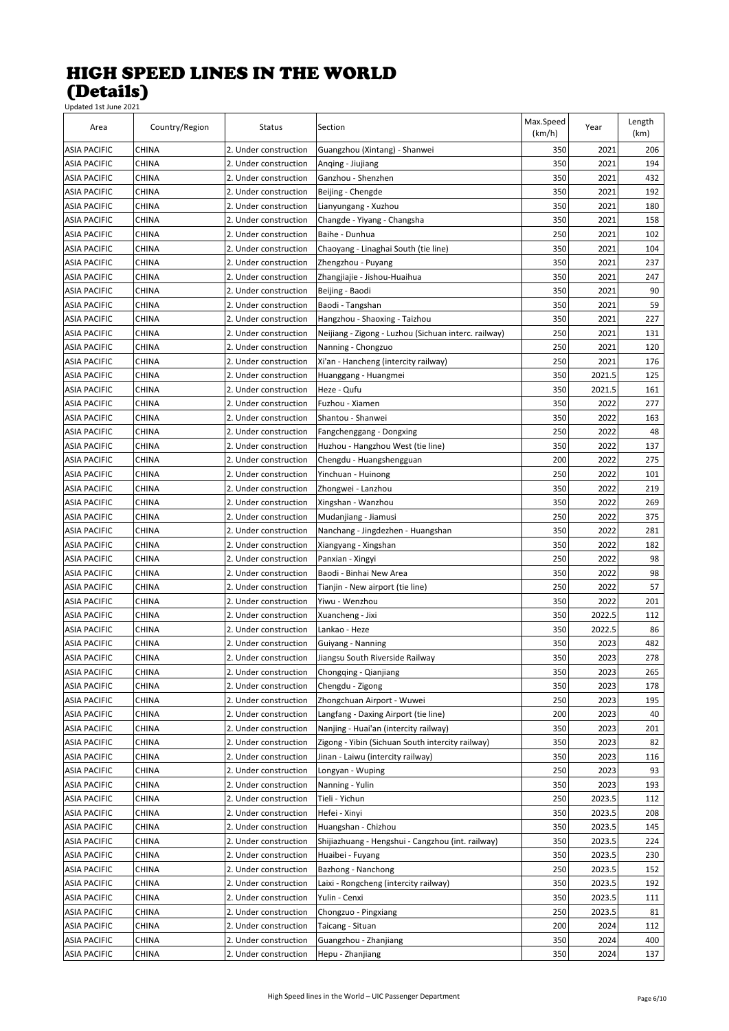# HIGH SPEED LINES IN THE WORLD
# (Details)

Updated 1st June 2021

| Area | Country/Region | Status | Section | Max.Speed (km/h) | Year | Length (km) |
|---|---|---|---|---|---|---|
| ASIA PACIFIC | CHINA | 2. Under construction | Guangzhou (Xintang) - Shanwei | 350 | 2021 | 206 |
| ASIA PACIFIC | CHINA | 2. Under construction | Anqing - Jiujiang | 350 | 2021 | 194 |
| ASIA PACIFIC | CHINA | 2. Under construction | Ganzhou - Shenzhen | 350 | 2021 | 432 |
| ASIA PACIFIC | CHINA | 2. Under construction | Beijing - Chengde | 350 | 2021 | 192 |
| ASIA PACIFIC | CHINA | 2. Under construction | Lianyungang - Xuzhou | 350 | 2021 | 180 |
| ASIA PACIFIC | CHINA | 2. Under construction | Changde - Yiyang - Changsha | 350 | 2021 | 158 |
| ASIA PACIFIC | CHINA | 2. Under construction | Baihe - Dunhua | 250 | 2021 | 102 |
| ASIA PACIFIC | CHINA | 2. Under construction | Chaoyang - Linaghai South (tie line) | 350 | 2021 | 104 |
| ASIA PACIFIC | CHINA | 2. Under construction | Zhengzhou - Puyang | 350 | 2021 | 237 |
| ASIA PACIFIC | CHINA | 2. Under construction | Zhangjiajie - Jishou-Huaihua | 350 | 2021 | 247 |
| ASIA PACIFIC | CHINA | 2. Under construction | Beijing - Baodi | 350 | 2021 | 90 |
| ASIA PACIFIC | CHINA | 2. Under construction | Baodi - Tangshan | 350 | 2021 | 59 |
| ASIA PACIFIC | CHINA | 2. Under construction | Hangzhou - Shaoxing - Taizhou | 350 | 2021 | 227 |
| ASIA PACIFIC | CHINA | 2. Under construction | Neijiang - Zigong - Luzhou (Sichuan interc. railway) | 250 | 2021 | 131 |
| ASIA PACIFIC | CHINA | 2. Under construction | Nanning - Chongzuo | 250 | 2021 | 120 |
| ASIA PACIFIC | CHINA | 2. Under construction | Xi'an - Hancheng (intercity railway) | 250 | 2021 | 176 |
| ASIA PACIFIC | CHINA | 2. Under construction | Huanggang - Huangmei | 350 | 2021.5 | 125 |
| ASIA PACIFIC | CHINA | 2. Under construction | Heze - Qufu | 350 | 2021.5 | 161 |
| ASIA PACIFIC | CHINA | 2. Under construction | Fuzhou - Xiamen | 350 | 2022 | 277 |
| ASIA PACIFIC | CHINA | 2. Under construction | Shantou - Shanwei | 350 | 2022 | 163 |
| ASIA PACIFIC | CHINA | 2. Under construction | Fangchenggang - Dongxing | 250 | 2022 | 48 |
| ASIA PACIFIC | CHINA | 2. Under construction | Huzhou - Hangzhou West (tie line) | 350 | 2022 | 137 |
| ASIA PACIFIC | CHINA | 2. Under construction | Chengdu - Huangshengguan | 200 | 2022 | 275 |
| ASIA PACIFIC | CHINA | 2. Under construction | Yinchuan - Huinong | 250 | 2022 | 101 |
| ASIA PACIFIC | CHINA | 2. Under construction | Zhongwei - Lanzhou | 350 | 2022 | 219 |
| ASIA PACIFIC | CHINA | 2. Under construction | Xingshan - Wanzhou | 350 | 2022 | 269 |
| ASIA PACIFIC | CHINA | 2. Under construction | Mudanjiang - Jiamusi | 250 | 2022 | 375 |
| ASIA PACIFIC | CHINA | 2. Under construction | Nanchang - Jingdezhen - Huangshan | 350 | 2022 | 281 |
| ASIA PACIFIC | CHINA | 2. Under construction | Xiangyang - Xingshan | 350 | 2022 | 182 |
| ASIA PACIFIC | CHINA | 2. Under construction | Panxian - Xingyi | 250 | 2022 | 98 |
| ASIA PACIFIC | CHINA | 2. Under construction | Baodi - Binhai New Area | 350 | 2022 | 98 |
| ASIA PACIFIC | CHINA | 2. Under construction | Tianjin - New airport (tie line) | 250 | 2022 | 57 |
| ASIA PACIFIC | CHINA | 2. Under construction | Yiwu - Wenzhou | 350 | 2022 | 201 |
| ASIA PACIFIC | CHINA | 2. Under construction | Xuancheng - Jixi | 350 | 2022.5 | 112 |
| ASIA PACIFIC | CHINA | 2. Under construction | Lankao - Heze | 350 | 2022.5 | 86 |
| ASIA PACIFIC | CHINA | 2. Under construction | Guiyang - Nanning | 350 | 2023 | 482 |
| ASIA PACIFIC | CHINA | 2. Under construction | Jiangsu South Riverside Railway | 350 | 2023 | 278 |
| ASIA PACIFIC | CHINA | 2. Under construction | Chongqing - Qianjiang | 350 | 2023 | 265 |
| ASIA PACIFIC | CHINA | 2. Under construction | Chengdu - Zigong | 350 | 2023 | 178 |
| ASIA PACIFIC | CHINA | 2. Under construction | Zhongchuan Airport - Wuwei | 250 | 2023 | 195 |
| ASIA PACIFIC | CHINA | 2. Under construction | Langfang - Daxing Airport (tie line) | 200 | 2023 | 40 |
| ASIA PACIFIC | CHINA | 2. Under construction | Nanjing - Huai'an (intercity railway) | 350 | 2023 | 201 |
| ASIA PACIFIC | CHINA | 2. Under construction | Zigong - Yibin (Sichuan South intercity railway) | 350 | 2023 | 82 |
| ASIA PACIFIC | CHINA | 2. Under construction | Jinan - Laiwu (intercity railway) | 350 | 2023 | 116 |
| ASIA PACIFIC | CHINA | 2. Under construction | Longyan - Wuping | 250 | 2023 | 93 |
| ASIA PACIFIC | CHINA | 2. Under construction | Nanning - Yulin | 350 | 2023 | 193 |
| ASIA PACIFIC | CHINA | 2. Under construction | Tieli - Yichun | 250 | 2023.5 | 112 |
| ASIA PACIFIC | CHINA | 2. Under construction | Hefei - Xinyi | 350 | 2023.5 | 208 |
| ASIA PACIFIC | CHINA | 2. Under construction | Huangshan - Chizhou | 350 | 2023.5 | 145 |
| ASIA PACIFIC | CHINA | 2. Under construction | Shijiazhuang - Hengshui - Cangzhou (int. railway) | 350 | 2023.5 | 224 |
| ASIA PACIFIC | CHINA | 2. Under construction | Huaibei - Fuyang | 350 | 2023.5 | 230 |
| ASIA PACIFIC | CHINA | 2. Under construction | Bazhong - Nanchong | 250 | 2023.5 | 152 |
| ASIA PACIFIC | CHINA | 2. Under construction | Laixi - Rongcheng (intercity railway) | 350 | 2023.5 | 192 |
| ASIA PACIFIC | CHINA | 2. Under construction | Yulin - Cenxi | 350 | 2023.5 | 111 |
| ASIA PACIFIC | CHINA | 2. Under construction | Chongzuo - Pingxiang | 250 | 2023.5 | 81 |
| ASIA PACIFIC | CHINA | 2. Under construction | Taicang - Situan | 200 | 2024 | 112 |
| ASIA PACIFIC | CHINA | 2. Under construction | Guangzhou - Zhanjiang | 350 | 2024 | 400 |
| ASIA PACIFIC | CHINA | 2. Under construction | Hepu - Zhanjiang | 350 | 2024 | 137 |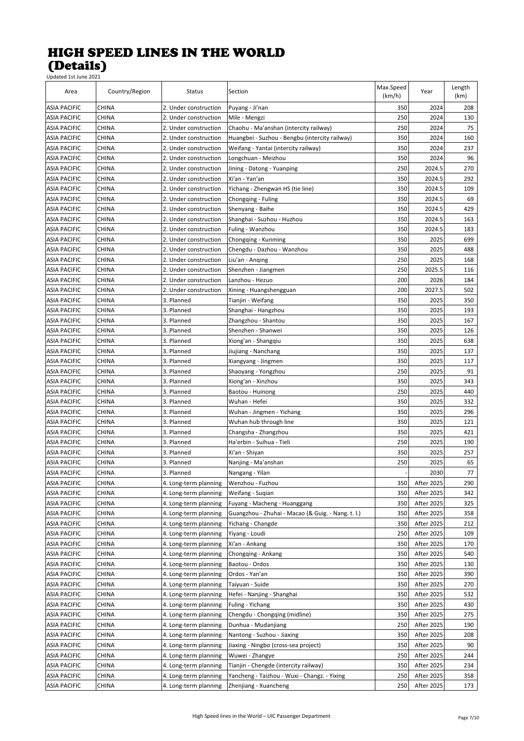# HIGH SPEED LINES IN THE WORLD (Details)

Updated 1st June 2021

| Area | Country/Region | Status | Section | Max.Speed (km/h) | Year | Length (km) |
|---|---|---|---|---|---|---|
| ASIA PACIFIC | CHINA | 2. Under construction | Puyang - Ji'nan | 350 | 2024 | 208 |
| ASIA PACIFIC | CHINA | 2. Under construction | Mile - Mengzi | 250 | 2024 | 130 |
| ASIA PACIFIC | CHINA | 2. Under construction | Chaohu - Ma'anshan (intercity railway) | 250 | 2024 | 75 |
| ASIA PACIFIC | CHINA | 2. Under construction | Huangbei - Suzhou - Bengbu (intercity railway) | 350 | 2024 | 160 |
| ASIA PACIFIC | CHINA | 2. Under construction | Weifang - Yantai (intercity railway) | 350 | 2024 | 237 |
| ASIA PACIFIC | CHINA | 2. Under construction | Longchuan - Meizhou | 350 | 2024 | 96 |
| ASIA PACIFIC | CHINA | 2. Under construction | Jining - Datong - Yuanping | 250 | 2024.5 | 270 |
| ASIA PACIFIC | CHINA | 2. Under construction | Xi'an - Yan'an | 350 | 2024.5 | 292 |
| ASIA PACIFIC | CHINA | 2. Under construction | Yichang - Zhengwan HS (tie line) | 350 | 2024.5 | 109 |
| ASIA PACIFIC | CHINA | 2. Under construction | Chongqing - Fuling | 350 | 2024.5 | 69 |
| ASIA PACIFIC | CHINA | 2. Under construction | Shenyang - Baihe | 350 | 2024.5 | 429 |
| ASIA PACIFIC | CHINA | 2. Under construction | Shanghai - Suzhou - Huzhou | 350 | 2024.5 | 163 |
| ASIA PACIFIC | CHINA | 2. Under construction | Fuling - Wanzhou | 350 | 2024.5 | 183 |
| ASIA PACIFIC | CHINA | 2. Under construction | Chongqing - Kunming | 350 | 2025 | 699 |
| ASIA PACIFIC | CHINA | 2. Under construction | Chengdu - Dazhou - Wanzhou | 350 | 2025 | 488 |
| ASIA PACIFIC | CHINA | 2. Under construction | Liu'an - Anqing | 250 | 2025 | 168 |
| ASIA PACIFIC | CHINA | 2. Under construction | Shenzhen - Jiangmen | 250 | 2025.5 | 116 |
| ASIA PACIFIC | CHINA | 2. Under construction | Lanzhou - Hezuo | 200 | 2026 | 184 |
| ASIA PACIFIC | CHINA | 2. Under construction | Xining - Huangshengguan | 200 | 2027.5 | 502 |
| ASIA PACIFIC | CHINA | 3. Planned | Tianjin - Weifang | 350 | 2025 | 350 |
| ASIA PACIFIC | CHINA | 3. Planned | Shanghai - Hangzhou | 350 | 2025 | 193 |
| ASIA PACIFIC | CHINA | 3. Planned | Zhangzhou - Shantou | 350 | 2025 | 167 |
| ASIA PACIFIC | CHINA | 3. Planned | Shenzhen - Shanwei | 350 | 2025 | 126 |
| ASIA PACIFIC | CHINA | 3. Planned | Xiong'an - Shangqiu | 350 | 2025 | 638 |
| ASIA PACIFIC | CHINA | 3. Planned | Jiujiang - Nanchang | 350 | 2025 | 137 |
| ASIA PACIFIC | CHINA | 3. Planned | Xiangyang - Jingmen | 350 | 2025 | 117 |
| ASIA PACIFIC | CHINA | 3. Planned | Shaoyang - Yongzhou | 250 | 2025 | 91 |
| ASIA PACIFIC | CHINA | 3. Planned | Xiong'an - Xinzhou | 350 | 2025 | 343 |
| ASIA PACIFIC | CHINA | 3. Planned | Baotou - Huinong | 250 | 2025 | 440 |
| ASIA PACIFIC | CHINA | 3. Planned | Wuhan - Hefei | 350 | 2025 | 332 |
| ASIA PACIFIC | CHINA | 3. Planned | Wuhan - Jingmen - Yichang | 350 | 2025 | 296 |
| ASIA PACIFIC | CHINA | 3. Planned | Wuhan hub through line | 350 | 2025 | 121 |
| ASIA PACIFIC | CHINA | 3. Planned | Changsha - Zhangzhou | 350 | 2025 | 421 |
| ASIA PACIFIC | CHINA | 3. Planned | Ha'erbin - Suihua - Tieli | 250 | 2025 | 190 |
| ASIA PACIFIC | CHINA | 3. Planned | Xi'an - Shiyan | 350 | 2025 | 257 |
| ASIA PACIFIC | CHINA | 3. Planned | Nanjing - Ma'anshan | 250 | 2025 | 65 |
| ASIA PACIFIC | CHINA | 3. Planned | Nangang - Yilan | - | 2030 | 77 |
| ASIA PACIFIC | CHINA | 4. Long-term planning | Wenzhou - Fuzhou | 350 | After 2025 | 290 |
| ASIA PACIFIC | CHINA | 4. Long-term planning | Weifang - Suqian | 350 | After 2025 | 342 |
| ASIA PACIFIC | CHINA | 4. Long-term planning | Fuyang - Macheng - Huanggang | 350 | After 2025 | 325 |
| ASIA PACIFIC | CHINA | 4. Long-term planning | Guangzhou - Zhuhai - Macao (& Guig. - Nang. t. l.) | 350 | After 2025 | 358 |
| ASIA PACIFIC | CHINA | 4. Long-term planning | Yichang - Changde | 350 | After 2025 | 212 |
| ASIA PACIFIC | CHINA | 4. Long-term planning | Yiyang - Loudi | 250 | After 2025 | 109 |
| ASIA PACIFIC | CHINA | 4. Long-term planning | Xi'an - Ankang | 350 | After 2025 | 170 |
| ASIA PACIFIC | CHINA | 4. Long-term planning | Chongqing - Ankang | 350 | After 2025 | 540 |
| ASIA PACIFIC | CHINA | 4. Long-term planning | Baotou - Ordos | 350 | After 2025 | 130 |
| ASIA PACIFIC | CHINA | 4. Long-term planning | Ordos - Yan'an | 350 | After 2025 | 390 |
| ASIA PACIFIC | CHINA | 4. Long-term planning | Taiyuan - Suide | 350 | After 2025 | 270 |
| ASIA PACIFIC | CHINA | 4. Long-term planning | Hefei - Nanjing - Shanghai | 350 | After 2025 | 532 |
| ASIA PACIFIC | CHINA | 4. Long-term planning | Fuling - Yichang | 350 | After 2025 | 430 |
| ASIA PACIFIC | CHINA | 4. Long-term planning | Chengdu - Chongqing (midline) | 350 | After 2025 | 275 |
| ASIA PACIFIC | CHINA | 4. Long-term planning | Dunhua - Mudanjiang | 250 | After 2025 | 190 |
| ASIA PACIFIC | CHINA | 4. Long-term planning | Nantong - Suzhou - Jiaxing | 350 | After 2025 | 208 |
| ASIA PACIFIC | CHINA | 4. Long-term planning | Jiaxing - Ningbo (cross-sea project) | 350 | After 2025 | 90 |
| ASIA PACIFIC | CHINA | 4. Long-term planning | Wuwei - Zhangye | 250 | After 2025 | 244 |
| ASIA PACIFIC | CHINA | 4. Long-term planning | Tianjin - Chengde (intercity railway) | 350 | After 2025 | 234 |
| ASIA PACIFIC | CHINA | 4. Long-term planning | Yancheng - Taizhou - Wuxi - Changz. - Yixing | 250 | After 2025 | 358 |
| ASIA PACIFIC | CHINA | 4. Long-term planning | Zhenjiang - Xuancheng | 250 | After 2025 | 173 |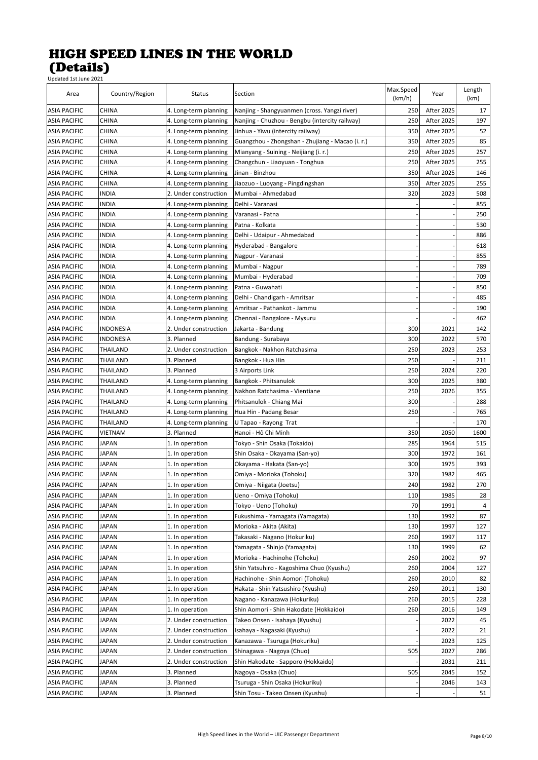# HIGH SPEED LINES IN THE WORLD
# (Details)

Updated 1st June 2021

| Area | Country/Region | Status | Section | Max.Speed (km/h) | Year | Length (km) |
|---|---|---|---|---|---|---|
| ASIA PACIFIC | CHINA | 4. Long-term planning | Nanjing - Shangyuanmen (cross. Yangzi river) | 250 | After 2025 | 17 |
| ASIA PACIFIC | CHINA | 4. Long-term planning | Nanjing - Chuzhou - Bengbu (intercity railway) | 250 | After 2025 | 197 |
| ASIA PACIFIC | CHINA | 4. Long-term planning | Jinhua - Yiwu (intercity railway) | 350 | After 2025 | 52 |
| ASIA PACIFIC | CHINA | 4. Long-term planning | Guangzhou - Zhongshan - Zhujiang - Macao (i. r.) | 350 | After 2025 | 85 |
| ASIA PACIFIC | CHINA | 4. Long-term planning | Mianyang - Suining - Neijiang (i. r.) | 250 | After 2025 | 257 |
| ASIA PACIFIC | CHINA | 4. Long-term planning | Changchun - Liaoyuan - Tonghua | 250 | After 2025 | 255 |
| ASIA PACIFIC | CHINA | 4. Long-term planning | Jinan - Binzhou | 350 | After 2025 | 146 |
| ASIA PACIFIC | CHINA | 4. Long-term planning | Jiaozuo - Luoyang - Pingdingshan | 350 | After 2025 | 255 |
| ASIA PACIFIC | INDIA | 2. Under construction | Mumbai - Ahmedabad | 320 | 2023 | 508 |
| ASIA PACIFIC | INDIA | 4. Long-term planning | Delhi - Varanasi | - | - | 855 |
| ASIA PACIFIC | INDIA | 4. Long-term planning | Varanasi - Patna | - | - | 250 |
| ASIA PACIFIC | INDIA | 4. Long-term planning | Patna - Kolkata | - | - | 530 |
| ASIA PACIFIC | INDIA | 4. Long-term planning | Delhi - Udaipur - Ahmedabad | - | - | 886 |
| ASIA PACIFIC | INDIA | 4. Long-term planning | Hyderabad - Bangalore | - | - | 618 |
| ASIA PACIFIC | INDIA | 4. Long-term planning | Nagpur - Varanasi | - | - | 855 |
| ASIA PACIFIC | INDIA | 4. Long-term planning | Mumbai - Nagpur | - | - | 789 |
| ASIA PACIFIC | INDIA | 4. Long-term planning | Mumbai - Hyderabad | - | - | 709 |
| ASIA PACIFIC | INDIA | 4. Long-term planning | Patna - Guwahati | - | - | 850 |
| ASIA PACIFIC | INDIA | 4. Long-term planning | Delhi - Chandigarh - Amritsar | - | - | 485 |
| ASIA PACIFIC | INDIA | 4. Long-term planning | Amritsar - Pathankot - Jammu | - | - | 190 |
| ASIA PACIFIC | INDIA | 4. Long-term planning | Chennai - Bangalore - Mysuru | - | - | 462 |
| ASIA PACIFIC | INDONESIA | 2. Under construction | Jakarta - Bandung | 300 | 2021 | 142 |
| ASIA PACIFIC | INDONESIA | 3. Planned | Bandung - Surabaya | 300 | 2022 | 570 |
| ASIA PACIFIC | THAILAND | 2. Under construction | Bangkok - Nakhon Ratchasima | 250 | 2023 | 253 |
| ASIA PACIFIC | THAILAND | 3. Planned | Bangkok - Hua Hin | 250 | - | 211 |
| ASIA PACIFIC | THAILAND | 3. Planned | 3 Airports Link | 250 | 2024 | 220 |
| ASIA PACIFIC | THAILAND | 4. Long-term planning | Bangkok - Phitsanulok | 300 | 2025 | 380 |
| ASIA PACIFIC | THAILAND | 4. Long-term planning | Nakhon Ratchasima - Vientiane | 250 | 2026 | 355 |
| ASIA PACIFIC | THAILAND | 4. Long-term planning | Phitsanulok - Chiang Mai | 300 | - | 288 |
| ASIA PACIFIC | THAILAND | 4. Long-term planning | Hua Hin - Padang Besar | 250 | - | 765 |
| ASIA PACIFIC | THAILAND | 4. Long-term planning | U Tapao - Rayong Trat | - | - | 170 |
| ASIA PACIFIC | VIETNAM | 3. Planned | Hanoi - Hô Chi Minh | 350 | 2050 | 1600 |
| ASIA PACIFIC | JAPAN | 1. In operation | Tokyo - Shin Osaka (Tokaido) | 285 | 1964 | 515 |
| ASIA PACIFIC | JAPAN | 1. In operation | Shin Osaka - Okayama (San-yo) | 300 | 1972 | 161 |
| ASIA PACIFIC | JAPAN | 1. In operation | Okayama - Hakata (San-yo) | 300 | 1975 | 393 |
| ASIA PACIFIC | JAPAN | 1. In operation | Omiya - Morioka (Tohoku) | 320 | 1982 | 465 |
| ASIA PACIFIC | JAPAN | 1. In operation | Omiya - Niigata (Joetsu) | 240 | 1982 | 270 |
| ASIA PACIFIC | JAPAN | 1. In operation | Ueno - Omiya (Tohoku) | 110 | 1985 | 28 |
| ASIA PACIFIC | JAPAN | 1. In operation | Tokyo - Ueno (Tohoku) | 70 | 1991 | 4 |
| ASIA PACIFIC | JAPAN | 1. In operation | Fukushima - Yamagata (Yamagata) | 130 | 1992 | 87 |
| ASIA PACIFIC | JAPAN | 1. In operation | Morioka - Akita (Akita) | 130 | 1997 | 127 |
| ASIA PACIFIC | JAPAN | 1. In operation | Takasaki - Nagano (Hokuriku) | 260 | 1997 | 117 |
| ASIA PACIFIC | JAPAN | 1. In operation | Yamagata - Shinjo (Yamagata) | 130 | 1999 | 62 |
| ASIA PACIFIC | JAPAN | 1. In operation | Morioka - Hachinohe (Tohoku) | 260 | 2002 | 97 |
| ASIA PACIFIC | JAPAN | 1. In operation | Shin Yatsuhiro - Kagoshima Chuo (Kyushu) | 260 | 2004 | 127 |
| ASIA PACIFIC | JAPAN | 1. In operation | Hachinohe - Shin Aomori (Tohoku) | 260 | 2010 | 82 |
| ASIA PACIFIC | JAPAN | 1. In operation | Hakata - Shin Yatsushiro (Kyushu) | 260 | 2011 | 130 |
| ASIA PACIFIC | JAPAN | 1. In operation | Nagano - Kanazawa (Hokuriku) | 260 | 2015 | 228 |
| ASIA PACIFIC | JAPAN | 1. In operation | Shin Aomori - Shin Hakodate (Hokkaido) | 260 | 2016 | 149 |
| ASIA PACIFIC | JAPAN | 2. Under construction | Takeo Onsen - Isahaya (Kyushu) | - | 2022 | 45 |
| ASIA PACIFIC | JAPAN | 2. Under construction | Isahaya - Nagasaki (Kyushu) | - | 2022 | 21 |
| ASIA PACIFIC | JAPAN | 2. Under construction | Kanazawa - Tsuruga (Hokuriku) | - | 2023 | 125 |
| ASIA PACIFIC | JAPAN | 2. Under construction | Shinagawa - Nagoya (Chuo) | 505 | 2027 | 286 |
| ASIA PACIFIC | JAPAN | 2. Under construction | Shin Hakodate - Sapporo (Hokkaido) | - | 2031 | 211 |
| ASIA PACIFIC | JAPAN | 3. Planned | Nagoya - Osaka (Chuo) | 505 | 2045 | 152 |
| ASIA PACIFIC | JAPAN | 3. Planned | Tsuruga - Shin Osaka (Hokuriku) | - | 2046 | 143 |
| ASIA PACIFIC | JAPAN | 3. Planned | Shin Tosu - Takeo Onsen (Kyushu) | - | - | 51 |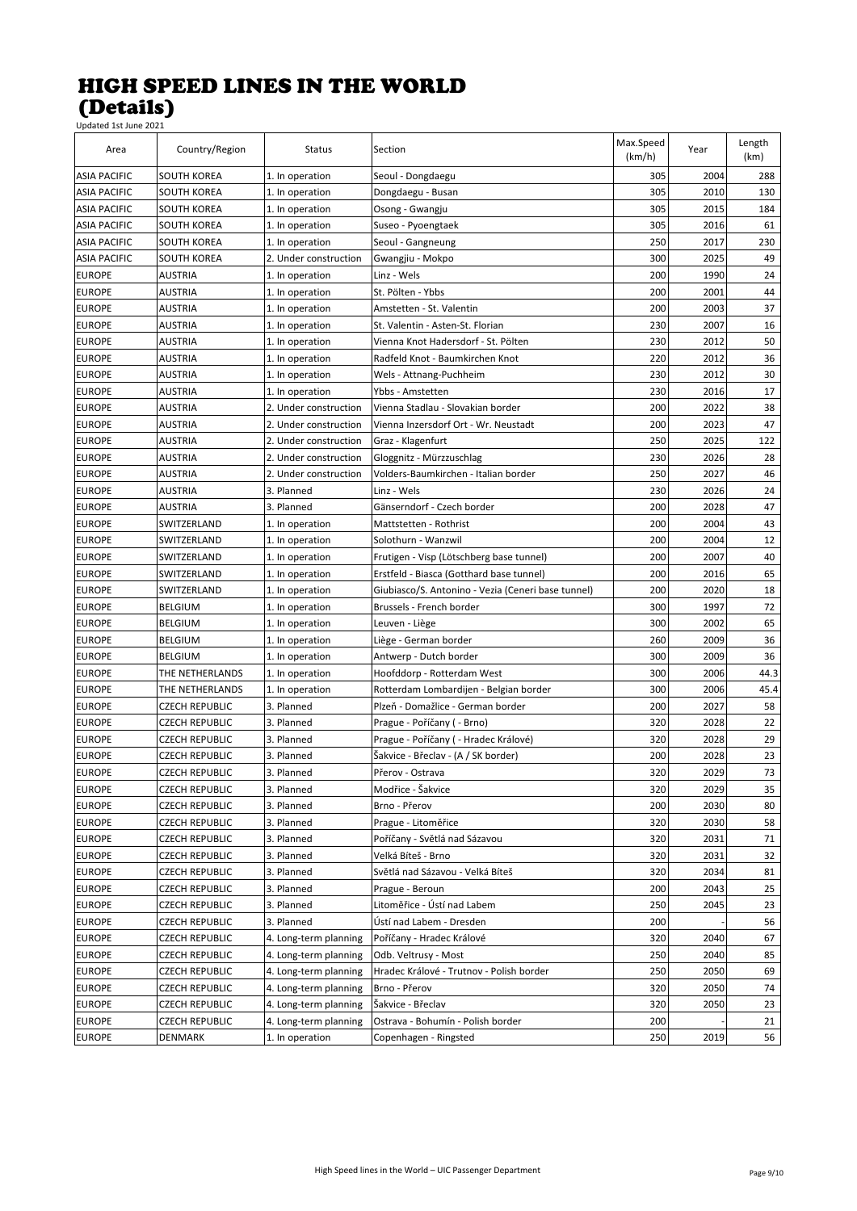# HIGH SPEED LINES IN THE WORLD
# (Details)

Updated 1st June 2021

| Area | Country/Region | Status | Section | Max.Speed (km/h) | Year | Length (km) |
|---|---|---|---|---|---|---|
| ASIA PACIFIC | SOUTH KOREA | 1. In operation | Seoul - Dongdaegu | 305 | 2004 | 288 |
| ASIA PACIFIC | SOUTH KOREA | 1. In operation | Dongdaegu - Busan | 305 | 2010 | 130 |
| ASIA PACIFIC | SOUTH KOREA | 1. In operation | Osong - Gwangju | 305 | 2015 | 184 |
| ASIA PACIFIC | SOUTH KOREA | 1. In operation | Suseo - Pyoengtaek | 305 | 2016 | 61 |
| ASIA PACIFIC | SOUTH KOREA | 1. In operation | Seoul - Gangneung | 250 | 2017 | 230 |
| ASIA PACIFIC | SOUTH KOREA | 2. Under construction | Gwangjiu - Mokpo | 300 | 2025 | 49 |
| EUROPE | AUSTRIA | 1. In operation | Linz - Wels | 200 | 1990 | 24 |
| EUROPE | AUSTRIA | 1. In operation | St. Pölten - Ybbs | 200 | 2001 | 44 |
| EUROPE | AUSTRIA | 1. In operation | Amstetten - St. Valentin | 200 | 2003 | 37 |
| EUROPE | AUSTRIA | 1. In operation | St. Valentin - Asten-St. Florian | 230 | 2007 | 16 |
| EUROPE | AUSTRIA | 1. In operation | Vienna Knot Hadersdorf - St. Pölten | 230 | 2012 | 50 |
| EUROPE | AUSTRIA | 1. In operation | Radfeld Knot - Baumkirchen Knot | 220 | 2012 | 36 |
| EUROPE | AUSTRIA | 1. In operation | Wels - Attnang-Puchheim | 230 | 2012 | 30 |
| EUROPE | AUSTRIA | 1. In operation | Ybbs - Amstetten | 230 | 2016 | 17 |
| EUROPE | AUSTRIA | 2. Under construction | Vienna Stadlau - Slovakian border | 200 | 2022 | 38 |
| EUROPE | AUSTRIA | 2. Under construction | Vienna Inzersdorf Ort - Wr. Neustadt | 200 | 2023 | 47 |
| EUROPE | AUSTRIA | 2. Under construction | Graz - Klagenfurt | 250 | 2025 | 122 |
| EUROPE | AUSTRIA | 2. Under construction | Gloggnitz - Mürzzuschlag | 230 | 2026 | 28 |
| EUROPE | AUSTRIA | 2. Under construction | Volders-Baumkirchen - Italian border | 250 | 2027 | 46 |
| EUROPE | AUSTRIA | 3. Planned | Linz - Wels | 230 | 2026 | 24 |
| EUROPE | AUSTRIA | 3. Planned | Gänserndorf - Czech border | 200 | 2028 | 47 |
| EUROPE | SWITZERLAND | 1. In operation | Mattstetten - Rothrist | 200 | 2004 | 43 |
| EUROPE | SWITZERLAND | 1. In operation | Solothurn - Wanzwil | 200 | 2004 | 12 |
| EUROPE | SWITZERLAND | 1. In operation | Frutigen - Visp (Lötschberg base tunnel) | 200 | 2007 | 40 |
| EUROPE | SWITZERLAND | 1. In operation | Erstfeld - Biasca (Gotthard base tunnel) | 200 | 2016 | 65 |
| EUROPE | SWITZERLAND | 1. In operation | Giubiasco/S. Antonino - Vezia (Ceneri base tunnel) | 200 | 2020 | 18 |
| EUROPE | BELGIUM | 1. In operation | Brussels - French border | 300 | 1997 | 72 |
| EUROPE | BELGIUM | 1. In operation | Leuven - Liège | 300 | 2002 | 65 |
| EUROPE | BELGIUM | 1. In operation | Liège - German border | 260 | 2009 | 36 |
| EUROPE | BELGIUM | 1. In operation | Antwerp - Dutch border | 300 | 2009 | 36 |
| EUROPE | THE NETHERLANDS | 1. In operation | Hoofddorp - Rotterdam West | 300 | 2006 | 44.3 |
| EUROPE | THE NETHERLANDS | 1. In operation | Rotterdam Lombardijen - Belgian border | 300 | 2006 | 45.4 |
| EUROPE | CZECH REPUBLIC | 3. Planned | Plzeň - Domažlice - German border | 200 | 2027 | 58 |
| EUROPE | CZECH REPUBLIC | 3. Planned | Prague - Poříčany ( - Brno) | 320 | 2028 | 22 |
| EUROPE | CZECH REPUBLIC | 3. Planned | Prague - Poříčany ( - Hradec Králové) | 320 | 2028 | 29 |
| EUROPE | CZECH REPUBLIC | 3. Planned | Šakvice - Břeclav - (A / SK border) | 200 | 2028 | 23 |
| EUROPE | CZECH REPUBLIC | 3. Planned | Přerov - Ostrava | 320 | 2029 | 73 |
| EUROPE | CZECH REPUBLIC | 3. Planned | Modřice - Šakvice | 320 | 2029 | 35 |
| EUROPE | CZECH REPUBLIC | 3. Planned | Brno - Přerov | 200 | 2030 | 80 |
| EUROPE | CZECH REPUBLIC | 3. Planned | Prague - Litoměřice | 320 | 2030 | 58 |
| EUROPE | CZECH REPUBLIC | 3. Planned | Poříčany - Světlá nad Sázavou | 320 | 2031 | 71 |
| EUROPE | CZECH REPUBLIC | 3. Planned | Velká Bíteš - Brno | 320 | 2031 | 32 |
| EUROPE | CZECH REPUBLIC | 3. Planned | Světlá nad Sázavou - Velká Bíteš | 320 | 2034 | 81 |
| EUROPE | CZECH REPUBLIC | 3. Planned | Prague - Beroun | 200 | 2043 | 25 |
| EUROPE | CZECH REPUBLIC | 3. Planned | Litoměřice - Ústí nad Labem | 250 | 2045 | 23 |
| EUROPE | CZECH REPUBLIC | 3. Planned | Ústí nad Labem - Dresden | 200 | - | 56 |
| EUROPE | CZECH REPUBLIC | 4. Long-term planning | Poříčany - Hradec Králové | 320 | 2040 | 67 |
| EUROPE | CZECH REPUBLIC | 4. Long-term planning | Odb. Veltrusy - Most | 250 | 2040 | 85 |
| EUROPE | CZECH REPUBLIC | 4. Long-term planning | Hradec Králové - Trutnov - Polish border | 250 | 2050 | 69 |
| EUROPE | CZECH REPUBLIC | 4. Long-term planning | Brno - Přerov | 320 | 2050 | 74 |
| EUROPE | CZECH REPUBLIC | 4. Long-term planning | Šakvice - Břeclav | 320 | 2050 | 23 |
| EUROPE | CZECH REPUBLIC | 4. Long-term planning | Ostrava - Bohumín - Polish border | 200 | - | 21 |
| EUROPE | DENMARK | 1. In operation | Copenhagen - Ringsted | 250 | 2019 | 56 |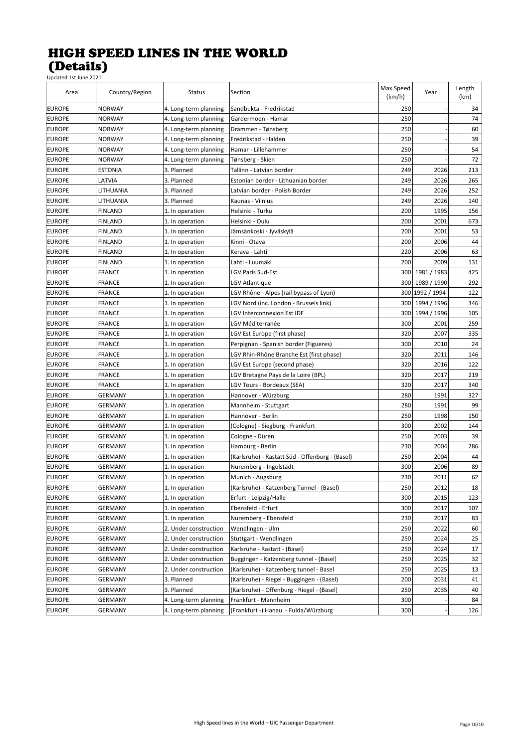# HIGH SPEED LINES IN THE WORLD
# (Details)

Updated 1st June 2021

| Area | Country/Region | Status | Section | Max.Speed (km/h) | Year | Length (km) |
|---|---|---|---|---|---|---|
| EUROPE | NORWAY | 4. Long-term planning | Sandbukta - Fredrikstad | 250 | - | 34 |
| EUROPE | NORWAY | 4. Long-term planning | Gardermoen - Hamar | 250 | - | 74 |
| EUROPE | NORWAY | 4. Long-term planning | Drammen - Tønsberg | 250 | - | 60 |
| EUROPE | NORWAY | 4. Long-term planning | Fredrikstad - Halden | 250 | - | 39 |
| EUROPE | NORWAY | 4. Long-term planning | Hamar - Lillehammer | 250 | - | 54 |
| EUROPE | NORWAY | 4. Long-term planning | Tønsberg - Skien | 250 | - | 72 |
| EUROPE | ESTONIA | 3. Planned | Tallinn - Latvian border | 249 | 2026 | 213 |
| EUROPE | LATVIA | 3. Planned | Estonian border - Lithuanian border | 249 | 2026 | 265 |
| EUROPE | LITHUANIA | 3. Planned | Latvian border - Polish Border | 249 | 2026 | 252 |
| EUROPE | LITHUANIA | 3. Planned | Kaunas - Vilnius | 249 | 2026 | 140 |
| EUROPE | FINLAND | 1. In operation | Helsinki - Turku | 200 | 1995 | 156 |
| EUROPE | FINLAND | 1. In operation | Helsinki - Oulu | 200 | 2001 | 673 |
| EUROPE | FINLAND | 1. In operation | Jämsänkoski - Jyväskylä | 200 | 2001 | 53 |
| EUROPE | FINLAND | 1. In operation | Kinni - Otava | 200 | 2006 | 44 |
| EUROPE | FINLAND | 1. In operation | Kerava - Lahti | 220 | 2006 | 63 |
| EUROPE | FINLAND | 1. In operation | Lahti - Luumäki | 200 | 2009 | 131 |
| EUROPE | FRANCE | 1. In operation | LGV Paris Sud-Est | 300 | 1981 / 1983 | 425 |
| EUROPE | FRANCE | 1. In operation | LGV Atlantique | 300 | 1989 / 1990 | 292 |
| EUROPE | FRANCE | 1. In operation | LGV Rhône - Alpes (rail bypass of Lyon) | 300 | 1992 / 1994 | 122 |
| EUROPE | FRANCE | 1. In operation | LGV Nord (inc. London - Brussels link) | 300 | 1994 / 1996 | 346 |
| EUROPE | FRANCE | 1. In operation | LGV Interconnexion Est IDF | 300 | 1994 / 1996 | 105 |
| EUROPE | FRANCE | 1. In operation | LGV Méditerranée | 300 | 2001 | 259 |
| EUROPE | FRANCE | 1. In operation | LGV Est Europe (first phase) | 320 | 2007 | 335 |
| EUROPE | FRANCE | 1. In operation | Perpignan - Spanish border (Figueres) | 300 | 2010 | 24 |
| EUROPE | FRANCE | 1. In operation | LGV Rhin-Rhône Branche Est (first phase) | 320 | 2011 | 146 |
| EUROPE | FRANCE | 1. In operation | LGV Est Europe (second phase) | 320 | 2016 | 122 |
| EUROPE | FRANCE | 1. In operation | LGV Bretagne Pays de la Loire (BPL) | 320 | 2017 | 219 |
| EUROPE | FRANCE | 1. In operation | LGV Tours - Bordeaux (SEA) | 320 | 2017 | 340 |
| EUROPE | GERMANY | 1. In operation | Hannover - Würzburg | 280 | 1991 | 327 |
| EUROPE | GERMANY | 1. In operation | Mannheim - Stuttgart | 280 | 1991 | 99 |
| EUROPE | GERMANY | 1. In operation | Hannover - Berlin | 250 | 1998 | 150 |
| EUROPE | GERMANY | 1. In operation | (Cologne) - Siegburg - Frankfurt | 300 | 2002 | 144 |
| EUROPE | GERMANY | 1. In operation | Cologne - Düren | 250 | 2003 | 39 |
| EUROPE | GERMANY | 1. In operation | Hamburg - Berlin | 230 | 2004 | 286 |
| EUROPE | GERMANY | 1. In operation | (Karlsruhe) - Rastatt Süd - Offenburg - (Basel) | 250 | 2004 | 44 |
| EUROPE | GERMANY | 1. In operation | Nuremberg - Ingolstadt | 300 | 2006 | 89 |
| EUROPE | GERMANY | 1. In operation | Munich - Augsburg | 230 | 2011 | 62 |
| EUROPE | GERMANY | 1. In operation | (Karlsruhe) - Katzenberg Tunnel - (Basel) | 250 | 2012 | 18 |
| EUROPE | GERMANY | 1. In operation | Erfurt - Leipzig/Halle | 300 | 2015 | 123 |
| EUROPE | GERMANY | 1. In operation | Ebensfeld - Erfurt | 300 | 2017 | 107 |
| EUROPE | GERMANY | 1. In operation | Nuremberg - Ebensfeld | 230 | 2017 | 83 |
| EUROPE | GERMANY | 2. Under construction | Wendlingen - Ulm | 250 | 2022 | 60 |
| EUROPE | GERMANY | 2. Under construction | Stuttgart - Wendlingen | 250 | 2024 | 25 |
| EUROPE | GERMANY | 2. Under construction | Karlsruhe - Rastatt - (Basel) | 250 | 2024 | 17 |
| EUROPE | GERMANY | 2. Under construction | Buggingen - Katzenberg tunnel - (Basel) | 250 | 2025 | 32 |
| EUROPE | GERMANY | 2. Under construction | (Karlsruhe) - Katzenberg tunnel - Basel | 250 | 2025 | 13 |
| EUROPE | GERMANY | 3. Planned | (Karlsruhe) - Riegel - Buggingen - (Basel) | 200 | 2031 | 41 |
| EUROPE | GERMANY | 3. Planned | (Karlsruhe) - Offenburg - Riegel - (Basel) | 250 | 2035 | 40 |
| EUROPE | GERMANY | 4. Long-term planning | Frankfurt - Mannheim | 300 | - | 84 |
| EUROPE | GERMANY | 4. Long-term planning | (Frankfurt -) Hanau - Fulda/Würzburg | 300 | - | 126 |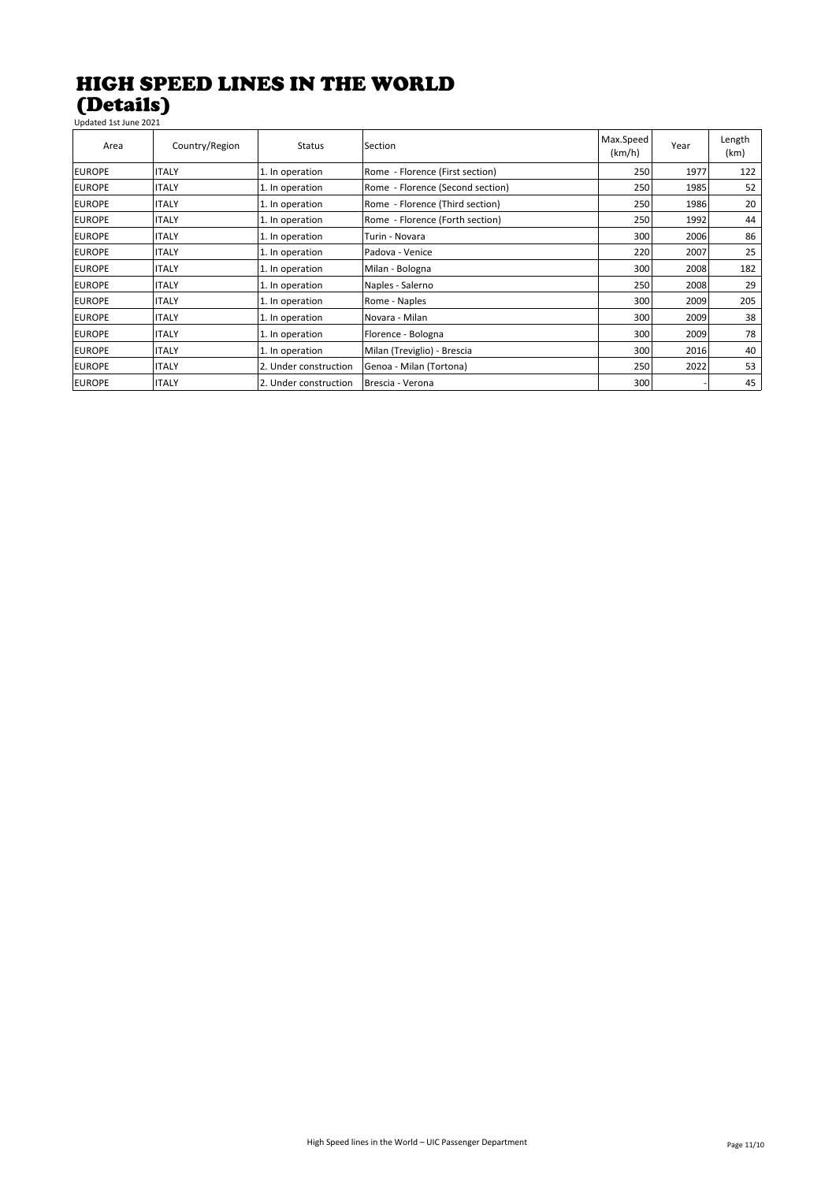# HIGH SPEED LINES IN THE WORLD
# (Details)

Updated 1st June 2021

| Area | Country/Region | Status | Section | Max.Speed (km/h) | Year | Length (km) |
|---|---|---|---|---|---|---|
| EUROPE | ITALY | 1. In operation | Rome - Florence (First section) | 250 | 1977 | 122 |
| EUROPE | ITALY | 1. In operation | Rome - Florence (Second section) | 250 | 1985 | 52 |
| EUROPE | ITALY | 1. In operation | Rome - Florence (Third section) | 250 | 1986 | 20 |
| EUROPE | ITALY | 1. In operation | Rome - Florence (Forth section) | 250 | 1992 | 44 |
| EUROPE | ITALY | 1. In operation | Turin - Novara | 300 | 2006 | 86 |
| EUROPE | ITALY | 1. In operation | Padova - Venice | 220 | 2007 | 25 |
| EUROPE | ITALY | 1. In operation | Milan - Bologna | 300 | 2008 | 182 |
| EUROPE | ITALY | 1. In operation | Naples - Salerno | 250 | 2008 | 29 |
| EUROPE | ITALY | 1. In operation | Rome - Naples | 300 | 2009 | 205 |
| EUROPE | ITALY | 1. In operation | Novara - Milan | 300 | 2009 | 38 |
| EUROPE | ITALY | 1. In operation | Florence - Bologna | 300 | 2009 | 78 |
| EUROPE | ITALY | 1. In operation | Milan (Treviglio) - Brescia | 300 | 2016 | 40 |
| EUROPE | ITALY | 2. Under construction | Genoa - Milan (Tortona) | 250 | 2022 | 53 |
| EUROPE | ITALY | 2. Under construction | Brescia - Verona | 300 | - | 45 |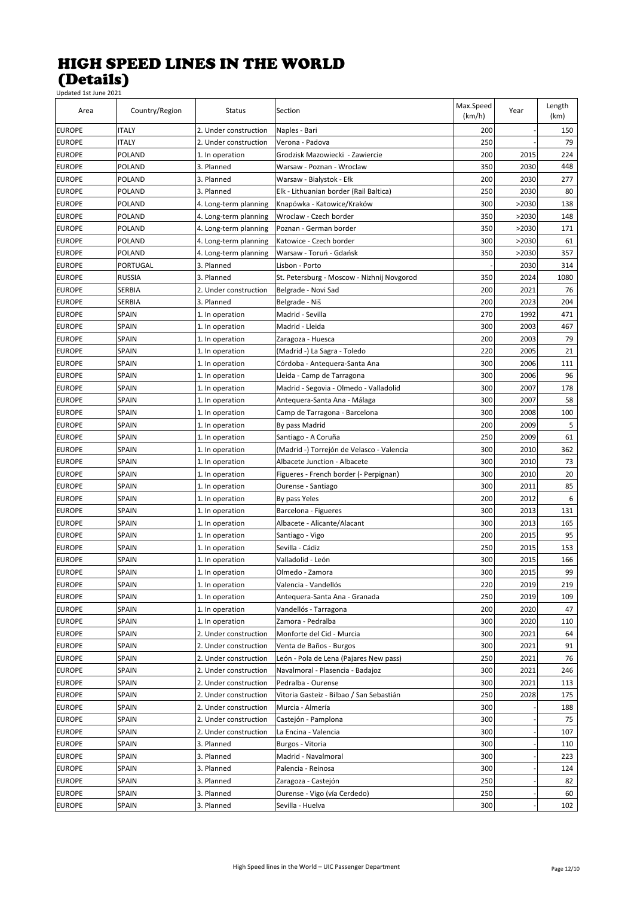# HIGH SPEED LINES IN THE WORLD (Details)

Updated 1st June 2021

| Area | Country/Region | Status | Section | Max.Speed (km/h) | Year | Length (km) |
|---|---|---|---|---|---|---|
| EUROPE | ITALY | 2. Under construction | Naples - Bari | 200 | - | 150 |
| EUROPE | ITALY | 2. Under construction | Verona - Padova | 250 | - | 79 |
| EUROPE | POLAND | 1. In operation | Grodzisk Mazowiecki - Zawiercie | 200 | 2015 | 224 |
| EUROPE | POLAND | 3. Planned | Warsaw - Poznan - Wroclaw | 350 | 2030 | 448 |
| EUROPE | POLAND | 3. Planned | Warsaw - Bialystok - Ełk | 200 | 2030 | 277 |
| EUROPE | POLAND | 3. Planned | Elk - Lithuanian border (Rail Baltica) | 250 | 2030 | 80 |
| EUROPE | POLAND | 4. Long-term planning | Knapówka - Katowice/Kraków | 300 | >2030 | 138 |
| EUROPE | POLAND | 4. Long-term planning | Wroclaw - Czech border | 350 | >2030 | 148 |
| EUROPE | POLAND | 4. Long-term planning | Poznan - German border | 350 | >2030 | 171 |
| EUROPE | POLAND | 4. Long-term planning | Katowice - Czech border | 300 | >2030 | 61 |
| EUROPE | POLAND | 4. Long-term planning | Warsaw - Toruń - Gdańsk | 350 | >2030 | 357 |
| EUROPE | PORTUGAL | 3. Planned | Lisbon - Porto | - | 2030 | 314 |
| EUROPE | RUSSIA | 3. Planned | St. Petersburg - Moscow - Nizhnij Novgorod | 350 | 2024 | 1080 |
| EUROPE | SERBIA | 2. Under construction | Belgrade - Novi Sad | 200 | 2021 | 76 |
| EUROPE | SERBIA | 3. Planned | Belgrade - Niš | 200 | 2023 | 204 |
| EUROPE | SPAIN | 1. In operation | Madrid - Sevilla | 270 | 1992 | 471 |
| EUROPE | SPAIN | 1. In operation | Madrid - Lleida | 300 | 2003 | 467 |
| EUROPE | SPAIN | 1. In operation | Zaragoza - Huesca | 200 | 2003 | 79 |
| EUROPE | SPAIN | 1. In operation | (Madrid -) La Sagra - Toledo | 220 | 2005 | 21 |
| EUROPE | SPAIN | 1. In operation | Córdoba - Antequera-Santa Ana | 300 | 2006 | 111 |
| EUROPE | SPAIN | 1. In operation | Lleida - Camp de Tarragona | 300 | 2006 | 96 |
| EUROPE | SPAIN | 1. In operation | Madrid - Segovia - Olmedo - Valladolid | 300 | 2007 | 178 |
| EUROPE | SPAIN | 1. In operation | Antequera-Santa Ana - Málaga | 300 | 2007 | 58 |
| EUROPE | SPAIN | 1. In operation | Camp de Tarragona - Barcelona | 300 | 2008 | 100 |
| EUROPE | SPAIN | 1. In operation | By pass Madrid | 200 | 2009 | 5 |
| EUROPE | SPAIN | 1. In operation | Santiago - A Coruña | 250 | 2009 | 61 |
| EUROPE | SPAIN | 1. In operation | (Madrid -) Torrejón de Velasco - Valencia | 300 | 2010 | 362 |
| EUROPE | SPAIN | 1. In operation | Albacete Junction - Albacete | 300 | 2010 | 73 |
| EUROPE | SPAIN | 1. In operation | Figueres - French border (- Perpignan) | 300 | 2010 | 20 |
| EUROPE | SPAIN | 1. In operation | Ourense - Santiago | 300 | 2011 | 85 |
| EUROPE | SPAIN | 1. In operation | By pass Yeles | 200 | 2012 | 6 |
| EUROPE | SPAIN | 1. In operation | Barcelona - Figueres | 300 | 2013 | 131 |
| EUROPE | SPAIN | 1. In operation | Albacete - Alicante/Alacant | 300 | 2013 | 165 |
| EUROPE | SPAIN | 1. In operation | Santiago - Vigo | 200 | 2015 | 95 |
| EUROPE | SPAIN | 1. In operation | Sevilla - Cádiz | 250 | 2015 | 153 |
| EUROPE | SPAIN | 1. In operation | Valladolid - León | 300 | 2015 | 166 |
| EUROPE | SPAIN | 1. In operation | Olmedo - Zamora | 300 | 2015 | 99 |
| EUROPE | SPAIN | 1. In operation | Valencia - Vandellós | 220 | 2019 | 219 |
| EUROPE | SPAIN | 1. In operation | Antequera-Santa Ana - Granada | 250 | 2019 | 109 |
| EUROPE | SPAIN | 1. In operation | Vandellós - Tarragona | 200 | 2020 | 47 |
| EUROPE | SPAIN | 1. In operation | Zamora - Pedralba | 300 | 2020 | 110 |
| EUROPE | SPAIN | 2. Under construction | Monforte del Cid - Murcia | 300 | 2021 | 64 |
| EUROPE | SPAIN | 2. Under construction | Venta de Baños - Burgos | 300 | 2021 | 91 |
| EUROPE | SPAIN | 2. Under construction | León - Pola de Lena (Pajares New pass) | 250 | 2021 | 76 |
| EUROPE | SPAIN | 2. Under construction | Navalmoral - Plasencia - Badajoz | 300 | 2021 | 246 |
| EUROPE | SPAIN | 2. Under construction | Pedralba - Ourense | 300 | 2021 | 113 |
| EUROPE | SPAIN | 2. Under construction | Vitoria Gasteiz - Bilbao / San Sebastián | 250 | 2028 | 175 |
| EUROPE | SPAIN | 2. Under construction | Murcia - Almería | 300 | - | 188 |
| EUROPE | SPAIN | 2. Under construction | Castejón - Pamplona | 300 | - | 75 |
| EUROPE | SPAIN | 2. Under construction | La Encina - Valencia | 300 | - | 107 |
| EUROPE | SPAIN | 3. Planned | Burgos - Vitoria | 300 | - | 110 |
| EUROPE | SPAIN | 3. Planned | Madrid - Navalmoral | 300 | - | 223 |
| EUROPE | SPAIN | 3. Planned | Palencia - Reinosa | 300 | - | 124 |
| EUROPE | SPAIN | 3. Planned | Zaragoza - Castejón | 250 | - | 82 |
| EUROPE | SPAIN | 3. Planned | Ourense - Vigo (vía Cerdedo) | 250 | - | 60 |
| EUROPE | SPAIN | 3. Planned | Sevilla - Huelva | 300 | - | 102 |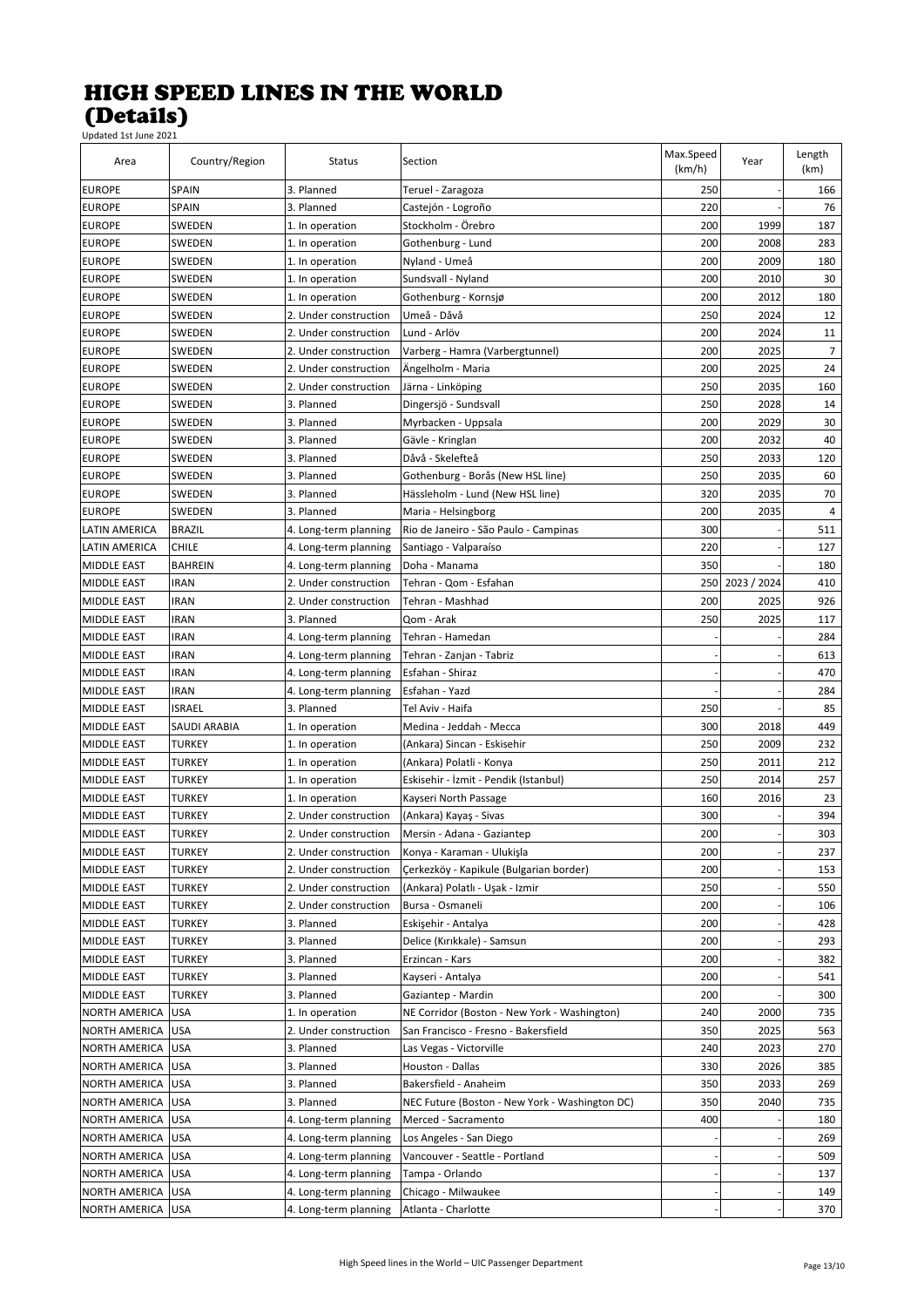# HIGH SPEED LINES IN THE WORLD (Details)

Updated 1st June 2021

| Area | Country/Region | Status | Section | Max.Speed (km/h) | Year | Length (km) |
|---|---|---|---|---|---|---|
| EUROPE | SPAIN | 3. Planned | Teruel - Zaragoza | 250 | - | 166 |
| EUROPE | SPAIN | 3. Planned | Castejón - Logroño | 220 | - | 76 |
| EUROPE | SWEDEN | 1. In operation | Stockholm - Örebro | 200 | 1999 | 187 |
| EUROPE | SWEDEN | 1. In operation | Gothenburg - Lund | 200 | 2008 | 283 |
| EUROPE | SWEDEN | 1. In operation | Nyland - Umeå | 200 | 2009 | 180 |
| EUROPE | SWEDEN | 1. In operation | Sundsvall - Nyland | 200 | 2010 | 30 |
| EUROPE | SWEDEN | 1. In operation | Gothenburg - Kornsjø | 200 | 2012 | 180 |
| EUROPE | SWEDEN | 2. Under construction | Umeå - Dåvå | 250 | 2024 | 12 |
| EUROPE | SWEDEN | 2. Under construction | Lund - Arlöv | 200 | 2024 | 11 |
| EUROPE | SWEDEN | 2. Under construction | Varberg - Hamra (Varbergtunnel) | 200 | 2025 | 7 |
| EUROPE | SWEDEN | 2. Under construction | Ängelholm - Maria | 200 | 2025 | 24 |
| EUROPE | SWEDEN | 2. Under construction | Järna - Linköping | 250 | 2035 | 160 |
| EUROPE | SWEDEN | 3. Planned | Dingersjö - Sundsvall | 250 | 2028 | 14 |
| EUROPE | SWEDEN | 3. Planned | Myrbacken - Uppsala | 200 | 2029 | 30 |
| EUROPE | SWEDEN | 3. Planned | Gävle - Kringlan | 200 | 2032 | 40 |
| EUROPE | SWEDEN | 3. Planned | Dåvå - Skelefteå | 250 | 2033 | 120 |
| EUROPE | SWEDEN | 3. Planned | Gothenburg - Borås (New HSL line) | 250 | 2035 | 60 |
| EUROPE | SWEDEN | 3. Planned | Hässleholm - Lund (New HSL line) | 320 | 2035 | 70 |
| EUROPE | SWEDEN | 3. Planned | Maria - Helsingborg | 200 | 2035 | 4 |
| LATIN AMERICA | BRAZIL | 4. Long-term planning | Rio de Janeiro - São Paulo - Campinas | 300 | - | 511 |
| LATIN AMERICA | CHILE | 4. Long-term planning | Santiago - Valparaíso | 220 | - | 127 |
| MIDDLE EAST | BAHREIN | 4. Long-term planning | Doha - Manama | 350 | - | 180 |
| MIDDLE EAST | IRAN | 2. Under construction | Tehran - Qom - Esfahan | 250 | 2023 / 2024 | 410 |
| MIDDLE EAST | IRAN | 2. Under construction | Tehran - Mashhad | 200 | 2025 | 926 |
| MIDDLE EAST | IRAN | 3. Planned | Qom - Arak | 250 | 2025 | 117 |
| MIDDLE EAST | IRAN | 4. Long-term planning | Tehran - Hamedan | - | - | 284 |
| MIDDLE EAST | IRAN | 4. Long-term planning | Tehran - Zanjan - Tabriz | - | - | 613 |
| MIDDLE EAST | IRAN | 4. Long-term planning | Esfahan - Shiraz | - | - | 470 |
| MIDDLE EAST | IRAN | 4. Long-term planning | Esfahan - Yazd | - | - | 284 |
| MIDDLE EAST | ISRAEL | 3. Planned | Tel Aviv - Haifa | 250 | - | 85 |
| MIDDLE EAST | SAUDI ARABIA | 1. In operation | Medina - Jeddah - Mecca | 300 | 2018 | 449 |
| MIDDLE EAST | TURKEY | 1. In operation | (Ankara) Sincan - Eskisehir | 250 | 2009 | 232 |
| MIDDLE EAST | TURKEY | 1. In operation | (Ankara) Polatli - Konya | 250 | 2011 | 212 |
| MIDDLE EAST | TURKEY | 1. In operation | Eskisehir - İzmit - Pendik (Istanbul) | 250 | 2014 | 257 |
| MIDDLE EAST | TURKEY | 1. In operation | Kayseri North Passage | 160 | 2016 | 23 |
| MIDDLE EAST | TURKEY | 2. Under construction | (Ankara) Kayaş - Sivas | 300 | - | 394 |
| MIDDLE EAST | TURKEY | 2. Under construction | Mersin - Adana - Gaziantep | 200 | - | 303 |
| MIDDLE EAST | TURKEY | 2. Under construction | Konya - Karaman - Ulukişla | 200 | - | 237 |
| MIDDLE EAST | TURKEY | 2. Under construction | Çerkezköy - Kapikule (Bulgarian border) | 200 | - | 153 |
| MIDDLE EAST | TURKEY | 2. Under construction | (Ankara) Polatlı - Uşak - Izmir | 250 | - | 550 |
| MIDDLE EAST | TURKEY | 2. Under construction | Bursa - Osmaneli | 200 | - | 106 |
| MIDDLE EAST | TURKEY | 3. Planned | Eskişehir - Antalya | 200 | - | 428 |
| MIDDLE EAST | TURKEY | 3. Planned | Delice (Kırıkkale) - Samsun | 200 | - | 293 |
| MIDDLE EAST | TURKEY | 3. Planned | Erzincan - Kars | 200 | - | 382 |
| MIDDLE EAST | TURKEY | 3. Planned | Kayseri - Antalya | 200 | - | 541 |
| MIDDLE EAST | TURKEY | 3. Planned | Gaziantep - Mardin | 200 | - | 300 |
| NORTH AMERICA | USA | 1. In operation | NE Corridor (Boston - New York - Washington) | 240 | 2000 | 735 |
| NORTH AMERICA | USA | 2. Under construction | San Francisco - Fresno - Bakersfield | 350 | 2025 | 563 |
| NORTH AMERICA | USA | 3. Planned | Las Vegas - Victorville | 240 | 2023 | 270 |
| NORTH AMERICA | USA | 3. Planned | Houston - Dallas | 330 | 2026 | 385 |
| NORTH AMERICA | USA | 3. Planned | Bakersfield - Anaheim | 350 | 2033 | 269 |
| NORTH AMERICA | USA | 3. Planned | NEC Future (Boston - New York - Washington DC) | 350 | 2040 | 735 |
| NORTH AMERICA | USA | 4. Long-term planning | Merced - Sacramento | 400 | - | 180 |
| NORTH AMERICA | USA | 4. Long-term planning | Los Angeles - San Diego | - | - | 269 |
| NORTH AMERICA | USA | 4. Long-term planning | Vancouver - Seattle - Portland | - | - | 509 |
| NORTH AMERICA | USA | 4. Long-term planning | Tampa - Orlando | - | - | 137 |
| NORTH AMERICA | USA | 4. Long-term planning | Chicago - Milwaukee | - | - | 149 |
| NORTH AMERICA | USA | 4. Long-term planning | Atlanta - Charlotte | - | - | 370 |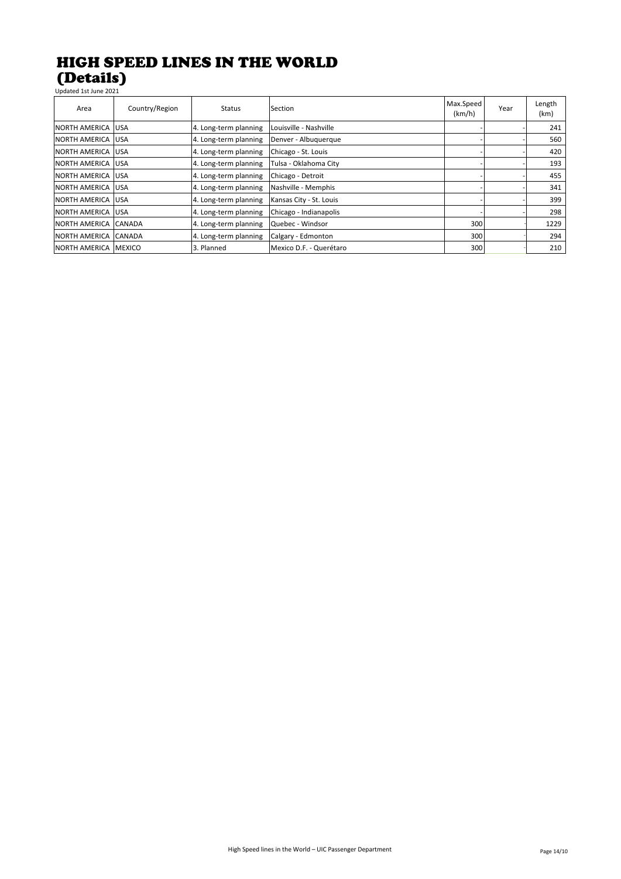# HIGH SPEED LINES IN THE WORLD (Details)

Updated 1st June 2021

| Area | Country/Region | Status | Section | Max.Speed (km/h) | Year | Length (km) |
|---|---|---|---|---|---|---|
| NORTH AMERICA | USA | 4. Long-term planning | Louisville - Nashville | - | - | 241 |
| NORTH AMERICA | USA | 4. Long-term planning | Denver - Albuquerque | - | - | 560 |
| NORTH AMERICA | USA | 4. Long-term planning | Chicago - St. Louis | - | - | 420 |
| NORTH AMERICA | USA | 4. Long-term planning | Tulsa - Oklahoma City | - | - | 193 |
| NORTH AMERICA | USA | 4. Long-term planning | Chicago - Detroit | - | - | 455 |
| NORTH AMERICA | USA | 4. Long-term planning | Nashville - Memphis | - | - | 341 |
| NORTH AMERICA | USA | 4. Long-term planning | Kansas City - St. Louis | - | - | 399 |
| NORTH AMERICA | USA | 4. Long-term planning | Chicago - Indianapolis | - | - | 298 |
| NORTH AMERICA | CANADA | 4. Long-term planning | Quebec - Windsor | 300 | - | 1229 |
| NORTH AMERICA | CANADA | 4. Long-term planning | Calgary - Edmonton | 300 | - | 294 |
| NORTH AMERICA | MEXICO | 3. Planned | Mexico D.F. - Querétaro | 300 | - | 210 |